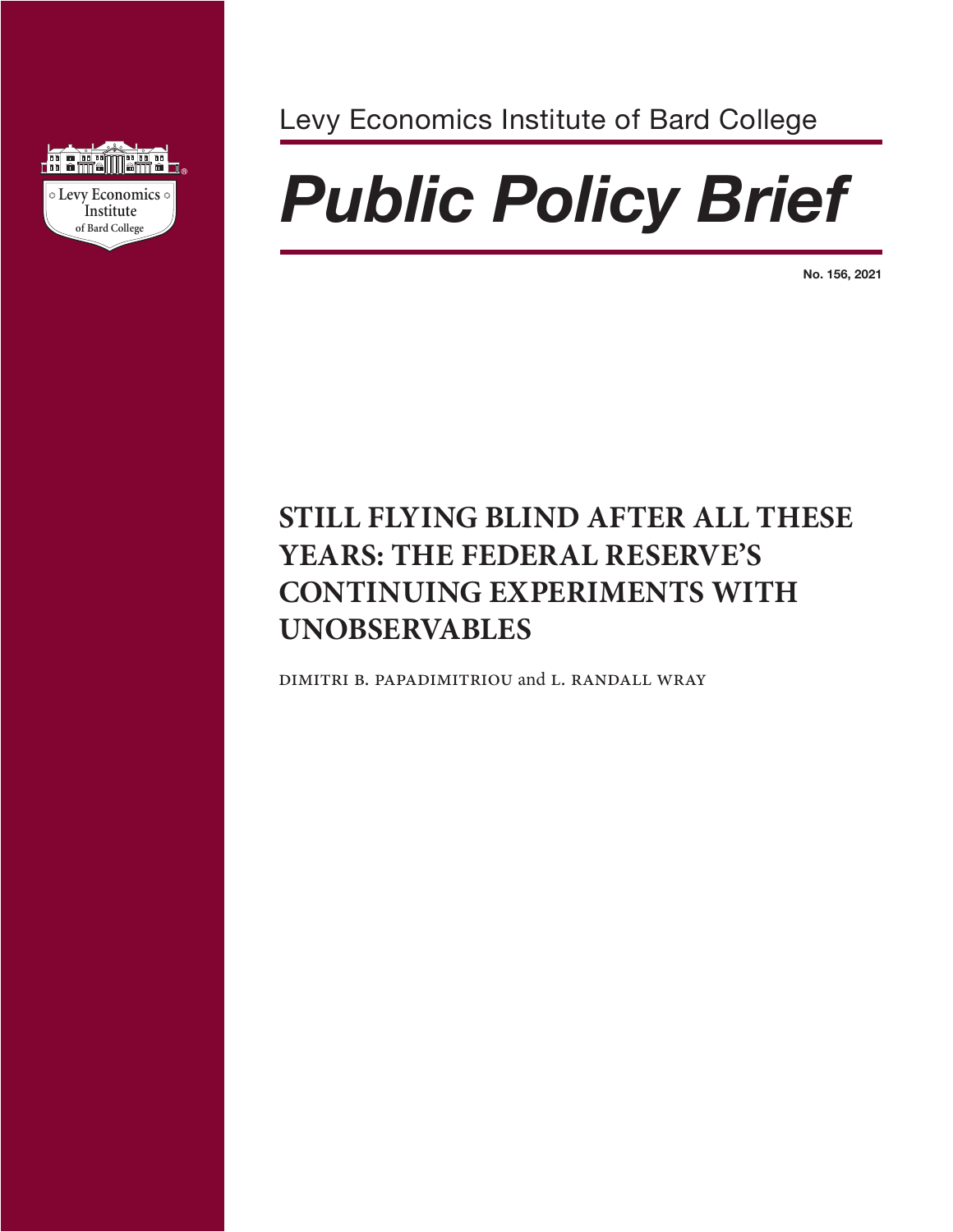Levy Economics Institute of Bard College

# *Public Policy Brief*

**No. 156, 2021**

## STILL FLYING BLIND AFTER ALL THESE YEARS: THE FEDERAL RESERVE'S CONTINUING EXPERIMENTS WITH UNOBSERVABLES

DIMITRI B. PAPADIMITRIOU and L. RANDALL WRAY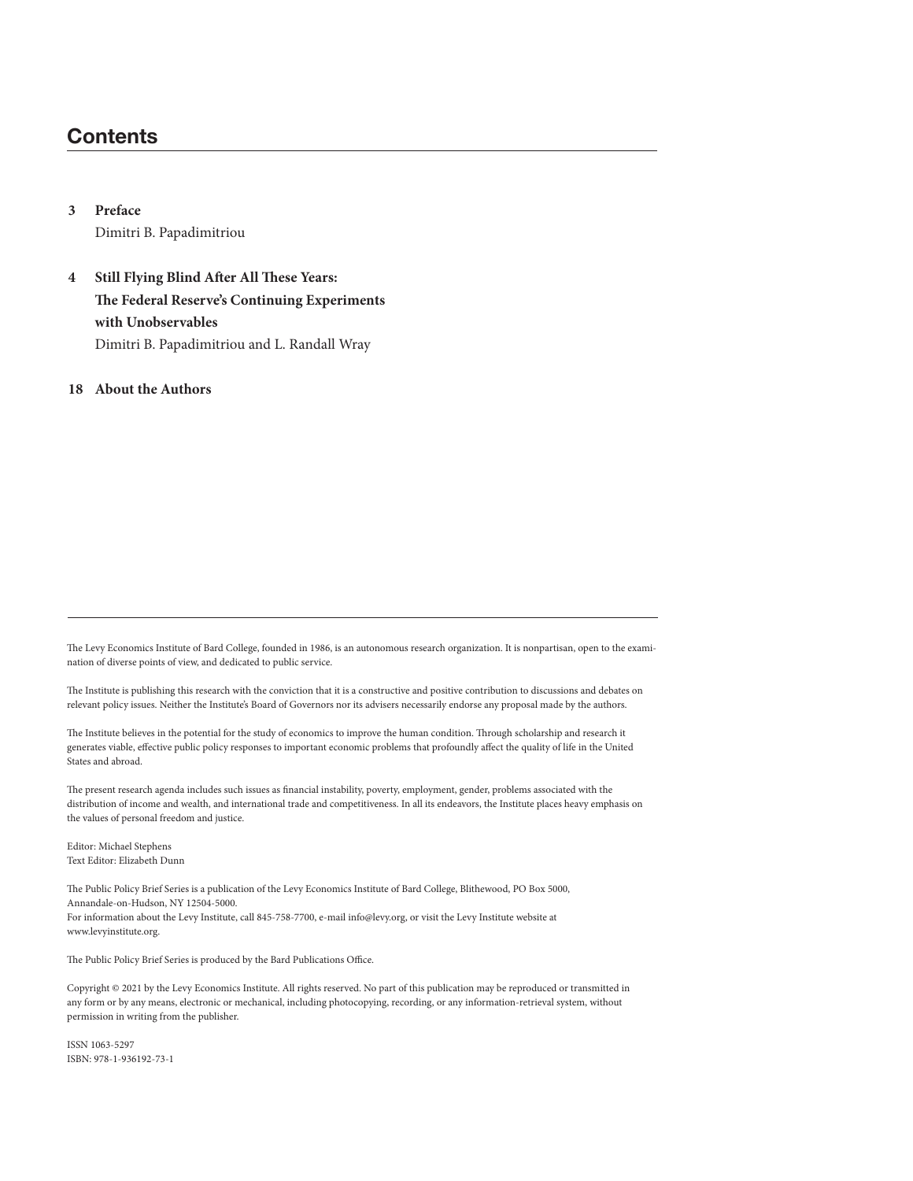## Contents

**3 Preface**
Dimitri B. Papadimitriou

**4 Still Flying Blind After All These Years: The Federal Reserve's Continuing Experiments with Unobservables**
Dimitri B. Papadimitriou and L. Randall Wray

**18 About the Authors**

---

The Levy Economics Institute of Bard College, founded in 1986, is an autonomous research organization. It is nonpartisan, open to the examination of diverse points of view, and dedicated to public service.

The Institute is publishing this research with the conviction that it is a constructive and positive contribution to discussions and debates on relevant policy issues. Neither the Institute's Board of Governors nor its advisers necessarily endorse any proposal made by the authors.

The Institute believes in the potential for the study of economics to improve the human condition. Through scholarship and research it generates viable, effective public policy responses to important economic problems that profoundly affect the quality of life in the United States and abroad.

The present research agenda includes such issues as financial instability, poverty, employment, gender, problems associated with the distribution of income and wealth, and international trade and competitiveness. In all its endeavors, the Institute places heavy emphasis on the values of personal freedom and justice.

Editor: Michael Stephens
Text Editor: Elizabeth Dunn

The Public Policy Brief Series is a publication of the Levy Economics Institute of Bard College, Blithewood, PO Box 5000, Annandale-on-Hudson, NY 12504-5000.
For information about the Levy Institute, call 845-758-7700, e-mail info@levy.org, or visit the Levy Institute website at www.levyinstitute.org.

The Public Policy Brief Series is produced by the Bard Publications Office.

Copyright © 2021 by the Levy Economics Institute. All rights reserved. No part of this publication may be reproduced or transmitted in any form or by any means, electronic or mechanical, including photocopying, recording, or any information-retrieval system, without permission in writing from the publisher.

ISSN 1063-5297
ISBN: 978-1-936192-73-1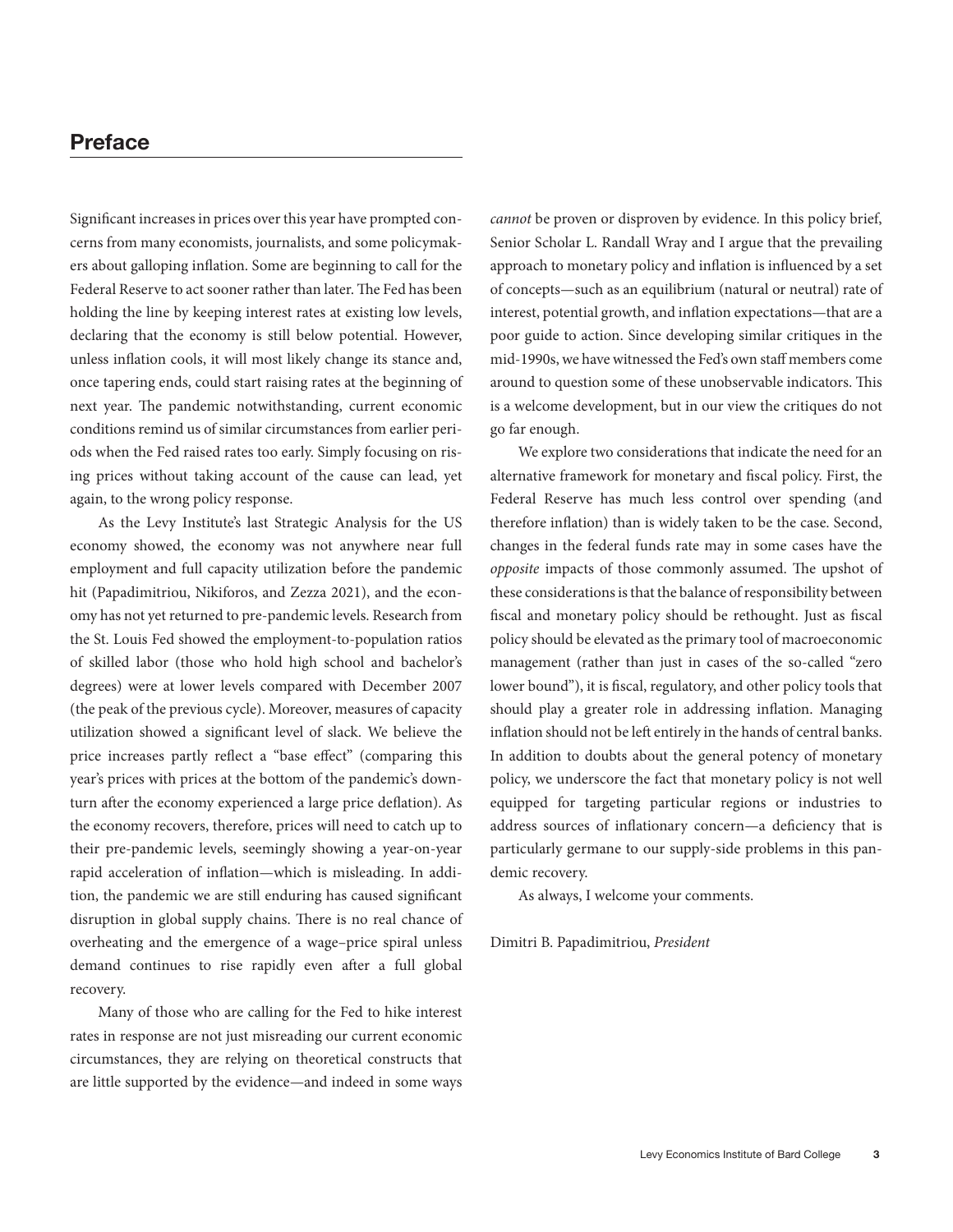# Preface

Significant increases in prices over this year have prompted concerns from many economists, journalists, and some policymakers about galloping inflation. Some are beginning to call for the Federal Reserve to act sooner rather than later. The Fed has been holding the line by keeping interest rates at existing low levels, declaring that the economy is still below potential. However, unless inflation cools, it will most likely change its stance and, once tapering ends, could start raising rates at the beginning of next year. The pandemic notwithstanding, current economic conditions remind us of similar circumstances from earlier periods when the Fed raised rates too early. Simply focusing on rising prices without taking account of the cause can lead, yet again, to the wrong policy response.

As the Levy Institute's last Strategic Analysis for the US economy showed, the economy was not anywhere near full employment and full capacity utilization before the pandemic hit (Papadimitriou, Nikiforos, and Zezza 2021), and the economy has not yet returned to pre-pandemic levels. Research from the St. Louis Fed showed the employment-to-population ratios of skilled labor (those who hold high school and bachelor's degrees) were at lower levels compared with December 2007 (the peak of the previous cycle). Moreover, measures of capacity utilization showed a significant level of slack. We believe the price increases partly reflect a "base effect" (comparing this year's prices with prices at the bottom of the pandemic's downturn after the economy experienced a large price deflation). As the economy recovers, therefore, prices will need to catch up to their pre-pandemic levels, seemingly showing a year-on-year rapid acceleration of inflation—which is misleading. In addition, the pandemic we are still enduring has caused significant disruption in global supply chains. There is no real chance of overheating and the emergence of a wage–price spiral unless demand continues to rise rapidly even after a full global recovery.

Many of those who are calling for the Fed to hike interest rates in response are not just misreading our current economic circumstances, they are relying on theoretical constructs that are little supported by the evidence—and indeed in some ways *cannot* be proven or disproven by evidence. In this policy brief, Senior Scholar L. Randall Wray and I argue that the prevailing approach to monetary policy and inflation is influenced by a set of concepts—such as an equilibrium (natural or neutral) rate of interest, potential growth, and inflation expectations—that are a poor guide to action. Since developing similar critiques in the mid-1990s, we have witnessed the Fed's own staff members come around to question some of these unobservable indicators. This is a welcome development, but in our view the critiques do not go far enough.

We explore two considerations that indicate the need for an alternative framework for monetary and fiscal policy. First, the Federal Reserve has much less control over spending (and therefore inflation) than is widely taken to be the case. Second, changes in the federal funds rate may in some cases have the *opposite* impacts of those commonly assumed. The upshot of these considerations is that the balance of responsibility between fiscal and monetary policy should be rethought. Just as fiscal policy should be elevated as the primary tool of macroeconomic management (rather than just in cases of the so-called "zero lower bound"), it is fiscal, regulatory, and other policy tools that should play a greater role in addressing inflation. Managing inflation should not be left entirely in the hands of central banks. In addition to doubts about the general potency of monetary policy, we underscore the fact that monetary policy is not well equipped for targeting particular regions or industries to address sources of inflationary concern—a deficiency that is particularly germane to our supply-side problems in this pandemic recovery.

As always, I welcome your comments.

Dimitri B. Papadimitriou, *President*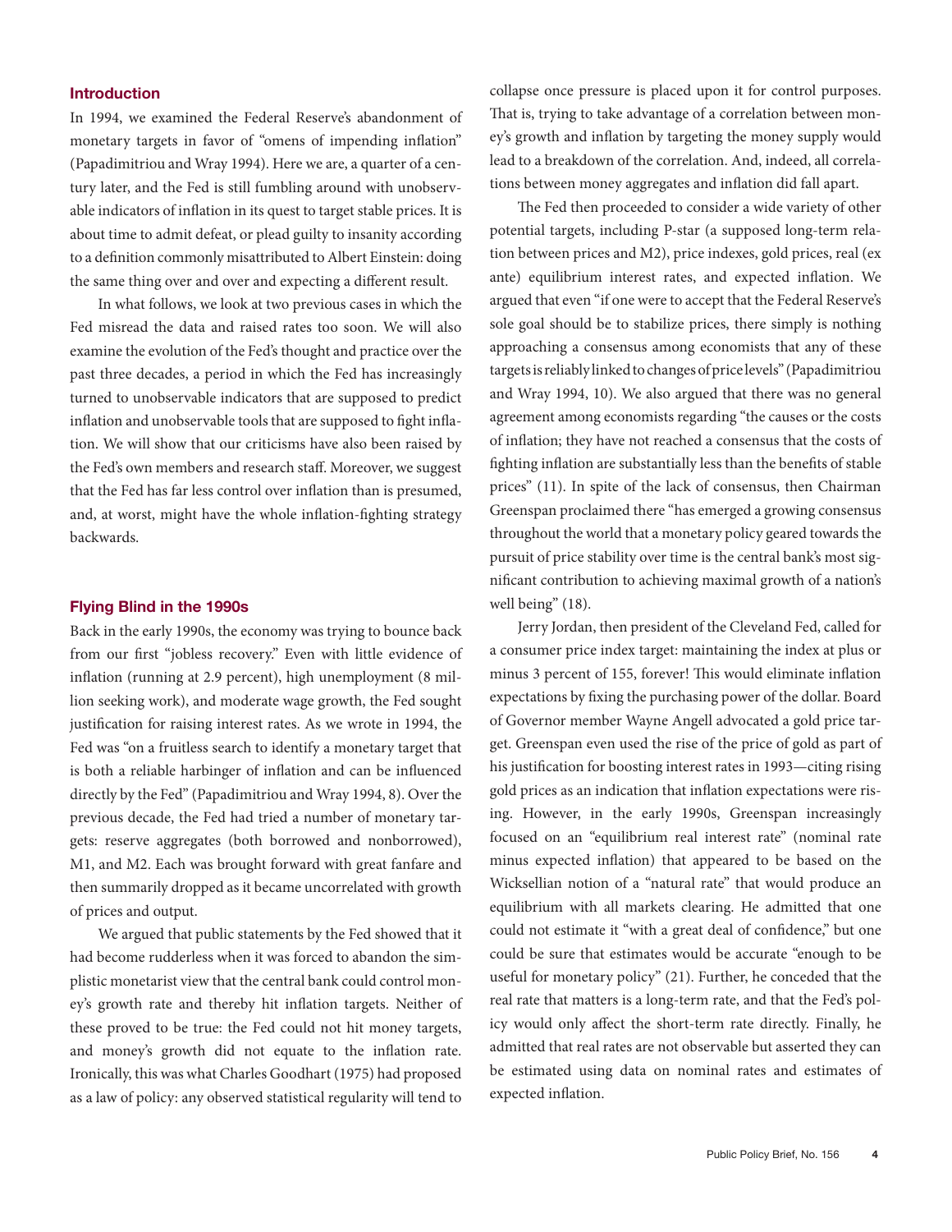## Introduction

In 1994, we examined the Federal Reserve's abandonment of monetary targets in favor of "omens of impending inflation" (Papadimitriou and Wray 1994). Here we are, a quarter of a century later, and the Fed is still fumbling around with unobservable indicators of inflation in its quest to target stable prices. It is about time to admit defeat, or plead guilty to insanity according to a definition commonly misattributed to Albert Einstein: doing the same thing over and over and expecting a different result.

In what follows, we look at two previous cases in which the Fed misread the data and raised rates too soon. We will also examine the evolution of the Fed's thought and practice over the past three decades, a period in which the Fed has increasingly turned to unobservable indicators that are supposed to predict inflation and unobservable tools that are supposed to fight inflation. We will show that our criticisms have also been raised by the Fed's own members and research staff. Moreover, we suggest that the Fed has far less control over inflation than is presumed, and, at worst, might have the whole inflation-fighting strategy backwards.

## Flying Blind in the 1990s

Back in the early 1990s, the economy was trying to bounce back from our first "jobless recovery." Even with little evidence of inflation (running at 2.9 percent), high unemployment (8 million seeking work), and moderate wage growth, the Fed sought justification for raising interest rates. As we wrote in 1994, the Fed was "on a fruitless search to identify a monetary target that is both a reliable harbinger of inflation and can be influenced directly by the Fed" (Papadimitriou and Wray 1994, 8). Over the previous decade, the Fed had tried a number of monetary targets: reserve aggregates (both borrowed and nonborrowed), M1, and M2. Each was brought forward with great fanfare and then summarily dropped as it became uncorrelated with growth of prices and output.

We argued that public statements by the Fed showed that it had become rudderless when it was forced to abandon the simplistic monetarist view that the central bank could control money's growth rate and thereby hit inflation targets. Neither of these proved to be true: the Fed could not hit money targets, and money's growth did not equate to the inflation rate. Ironically, this was what Charles Goodhart (1975) had proposed as a law of policy: any observed statistical regularity will tend to collapse once pressure is placed upon it for control purposes. That is, trying to take advantage of a correlation between money's growth and inflation by targeting the money supply would lead to a breakdown of the correlation. And, indeed, all correlations between money aggregates and inflation did fall apart.

The Fed then proceeded to consider a wide variety of other potential targets, including P-star (a supposed long-term relation between prices and M2), price indexes, gold prices, real (ex ante) equilibrium interest rates, and expected inflation. We argued that even "if one were to accept that the Federal Reserve's sole goal should be to stabilize prices, there simply is nothing approaching a consensus among economists that any of these targets is reliably linked to changes of price levels" (Papadimitriou and Wray 1994, 10). We also argued that there was no general agreement among economists regarding "the causes or the costs of inflation; they have not reached a consensus that the costs of fighting inflation are substantially less than the benefits of stable prices" (11). In spite of the lack of consensus, then Chairman Greenspan proclaimed there "has emerged a growing consensus throughout the world that a monetary policy geared towards the pursuit of price stability over time is the central bank's most significant contribution to achieving maximal growth of a nation's well being" (18).

Jerry Jordan, then president of the Cleveland Fed, called for a consumer price index target: maintaining the index at plus or minus 3 percent of 155, forever! This would eliminate inflation expectations by fixing the purchasing power of the dollar. Board of Governor member Wayne Angell advocated a gold price target. Greenspan even used the rise of the price of gold as part of his justification for boosting interest rates in 1993—citing rising gold prices as an indication that inflation expectations were rising. However, in the early 1990s, Greenspan increasingly focused on an "equilibrium real interest rate" (nominal rate minus expected inflation) that appeared to be based on the Wicksellian notion of a "natural rate" that would produce an equilibrium with all markets clearing. He admitted that one could not estimate it "with a great deal of confidence," but one could be sure that estimates would be accurate "enough to be useful for monetary policy" (21). Further, he conceded that the real rate that matters is a long-term rate, and that the Fed's policy would only affect the short-term rate directly. Finally, he admitted that real rates are not observable but asserted they can be estimated using data on nominal rates and estimates of expected inflation.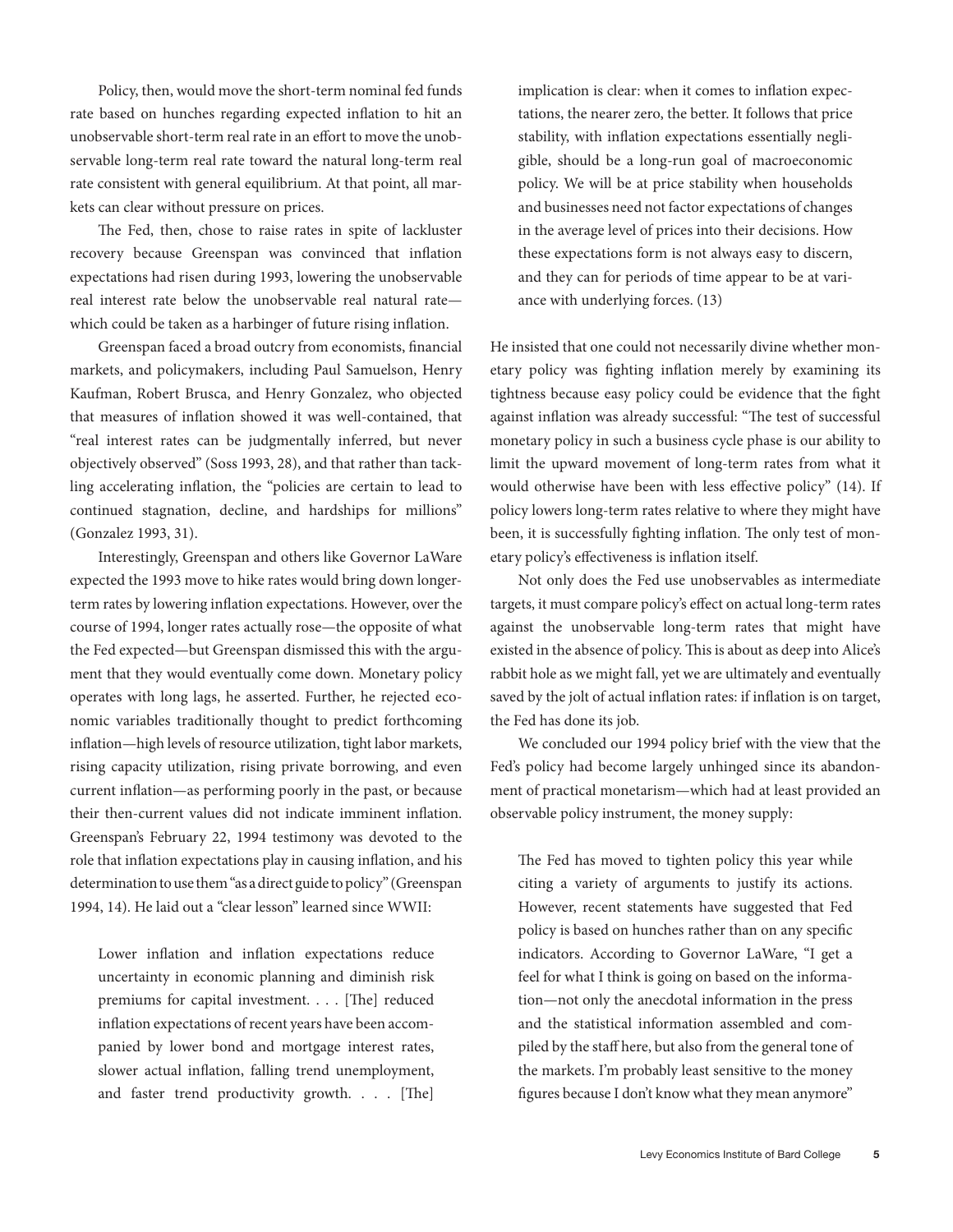Policy, then, would move the short-term nominal fed funds rate based on hunches regarding expected inflation to hit an unobservable short-term real rate in an effort to move the unobservable long-term real rate toward the natural long-term real rate consistent with general equilibrium. At that point, all markets can clear without pressure on prices.

The Fed, then, chose to raise rates in spite of lackluster recovery because Greenspan was convinced that inflation expectations had risen during 1993, lowering the unobservable real interest rate below the unobservable real natural rate—which could be taken as a harbinger of future rising inflation.

Greenspan faced a broad outcry from economists, financial markets, and policymakers, including Paul Samuelson, Henry Kaufman, Robert Brusca, and Henry Gonzalez, who objected that measures of inflation showed it was well-contained, that "real interest rates can be judgmentally inferred, but never objectively observed" (Soss 1993, 28), and that rather than tackling accelerating inflation, the "policies are certain to lead to continued stagnation, decline, and hardships for millions" (Gonzalez 1993, 31).

Interestingly, Greenspan and others like Governor LaWare expected the 1993 move to hike rates would bring down longer-term rates by lowering inflation expectations. However, over the course of 1994, longer rates actually rose—the opposite of what the Fed expected—but Greenspan dismissed this with the argument that they would eventually come down. Monetary policy operates with long lags, he asserted. Further, he rejected economic variables traditionally thought to predict forthcoming inflation—high levels of resource utilization, tight labor markets, rising capacity utilization, rising private borrowing, and even current inflation—as performing poorly in the past, or because their then-current values did not indicate imminent inflation. Greenspan's February 22, 1994 testimony was devoted to the role that inflation expectations play in causing inflation, and his determination to use them "as a direct guide to policy" (Greenspan 1994, 14). He laid out a "clear lesson" learned since WWII:

> Lower inflation and inflation expectations reduce uncertainty in economic planning and diminish risk premiums for capital investment. . . . [The] reduced inflation expectations of recent years have been accompanied by lower bond and mortgage interest rates, slower actual inflation, falling trend unemployment, and faster trend productivity growth. . . . [The] implication is clear: when it comes to inflation expectations, the nearer zero, the better. It follows that price stability, with inflation expectations essentially negligible, should be a long-run goal of macroeconomic policy. We will be at price stability when households and businesses need not factor expectations of changes in the average level of prices into their decisions. How these expectations form is not always easy to discern, and they can for periods of time appear to be at variance with underlying forces. (13)

He insisted that one could not necessarily divine whether monetary policy was fighting inflation merely by examining its tightness because easy policy could be evidence that the fight against inflation was already successful: "The test of successful monetary policy in such a business cycle phase is our ability to limit the upward movement of long-term rates from what it would otherwise have been with less effective policy" (14). If policy lowers long-term rates relative to where they might have been, it is successfully fighting inflation. The only test of monetary policy's effectiveness is inflation itself.

Not only does the Fed use unobservables as intermediate targets, it must compare policy's effect on actual long-term rates against the unobservable long-term rates that might have existed in the absence of policy. This is about as deep into Alice's rabbit hole as we might fall, yet we are ultimately and eventually saved by the jolt of actual inflation rates: if inflation is on target, the Fed has done its job.

We concluded our 1994 policy brief with the view that the Fed's policy had become largely unhinged since its abandonment of practical monetarism—which had at least provided an observable policy instrument, the money supply:

> The Fed has moved to tighten policy this year while citing a variety of arguments to justify its actions. However, recent statements have suggested that Fed policy is based on hunches rather than on any specific indicators. According to Governor LaWare, "I get a feel for what I think is going on based on the information—not only the anecdotal information in the press and the statistical information assembled and compiled by the staff here, but also from the general tone of the markets. I'm probably least sensitive to the money figures because I don't know what they mean anymore"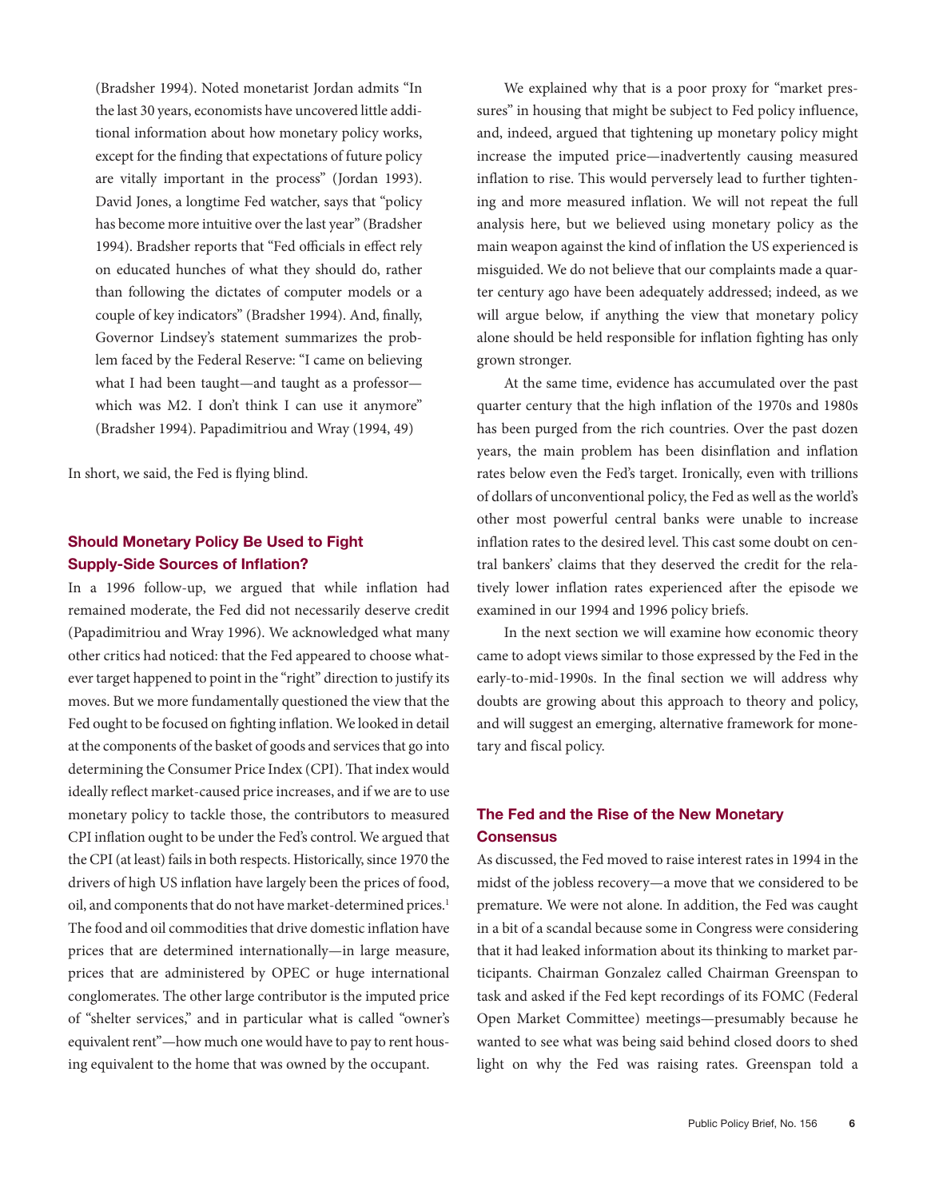> (Bradsher 1994). Noted monetarist Jordan admits "In the last 30 years, economists have uncovered little additional information about how monetary policy works, except for the finding that expectations of future policy are vitally important in the process" (Jordan 1993). David Jones, a longtime Fed watcher, says that "policy has become more intuitive over the last year" (Bradsher 1994). Bradsher reports that "Fed officials in effect rely on educated hunches of what they should do, rather than following the dictates of computer models or a couple of key indicators" (Bradsher 1994). And, finally, Governor Lindsey's statement summarizes the problem faced by the Federal Reserve: "I came on believing what I had been taught—and taught as a professor—which was M2. I don't think I can use it anymore" (Bradsher 1994). Papadimitriou and Wray (1994, 49)

In short, we said, the Fed is flying blind.

## Should Monetary Policy Be Used to Fight Supply-Side Sources of Inflation?

In a 1996 follow-up, we argued that while inflation had remained moderate, the Fed did not necessarily deserve credit (Papadimitriou and Wray 1996). We acknowledged what many other critics had noticed: that the Fed appeared to choose whatever target happened to point in the "right" direction to justify its moves. But we more fundamentally questioned the view that the Fed ought to be focused on fighting inflation. We looked in detail at the components of the basket of goods and services that go into determining the Consumer Price Index (CPI). That index would ideally reflect market-caused price increases, and if we are to use monetary policy to tackle those, the contributors to measured CPI inflation ought to be under the Fed's control. We argued that the CPI (at least) fails in both respects. Historically, since 1970 the drivers of high US inflation have largely been the prices of food, oil, and components that do not have market-determined prices.[1] The food and oil commodities that drive domestic inflation have prices that are determined internationally—in large measure, prices that are administered by OPEC or huge international conglomerates. The other large contributor is the imputed price of "shelter services," and in particular what is called "owner's equivalent rent"—how much one would have to pay to rent housing equivalent to the home that was owned by the occupant.

We explained why that is a poor proxy for "market pressures" in housing that might be subject to Fed policy influence, and, indeed, argued that tightening up monetary policy might increase the imputed price—inadvertently causing measured inflation to rise. This would perversely lead to further tightening and more measured inflation. We will not repeat the full analysis here, but we believed using monetary policy as the main weapon against the kind of inflation the US experienced is misguided. We do not believe that our complaints made a quarter century ago have been adequately addressed; indeed, as we will argue below, if anything the view that monetary policy alone should be held responsible for inflation fighting has only grown stronger.

At the same time, evidence has accumulated over the past quarter century that the high inflation of the 1970s and 1980s has been purged from the rich countries. Over the past dozen years, the main problem has been disinflation and inflation rates below even the Fed's target. Ironically, even with trillions of dollars of unconventional policy, the Fed as well as the world's other most powerful central banks were unable to increase inflation rates to the desired level. This cast some doubt on central bankers' claims that they deserved the credit for the relatively lower inflation rates experienced after the episode we examined in our 1994 and 1996 policy briefs.

In the next section we will examine how economic theory came to adopt views similar to those expressed by the Fed in the early-to-mid-1990s. In the final section we will address why doubts are growing about this approach to theory and policy, and will suggest an emerging, alternative framework for monetary and fiscal policy.

## The Fed and the Rise of the New Monetary Consensus

As discussed, the Fed moved to raise interest rates in 1994 in the midst of the jobless recovery—a move that we considered to be premature. We were not alone. In addition, the Fed was caught in a bit of a scandal because some in Congress were considering that it had leaked information about its thinking to market participants. Chairman Gonzalez called Chairman Greenspan to task and asked if the Fed kept recordings of its FOMC (Federal Open Market Committee) meetings—presumably because he wanted to see what was being said behind closed doors to shed light on why the Fed was raising rates. Greenspan told a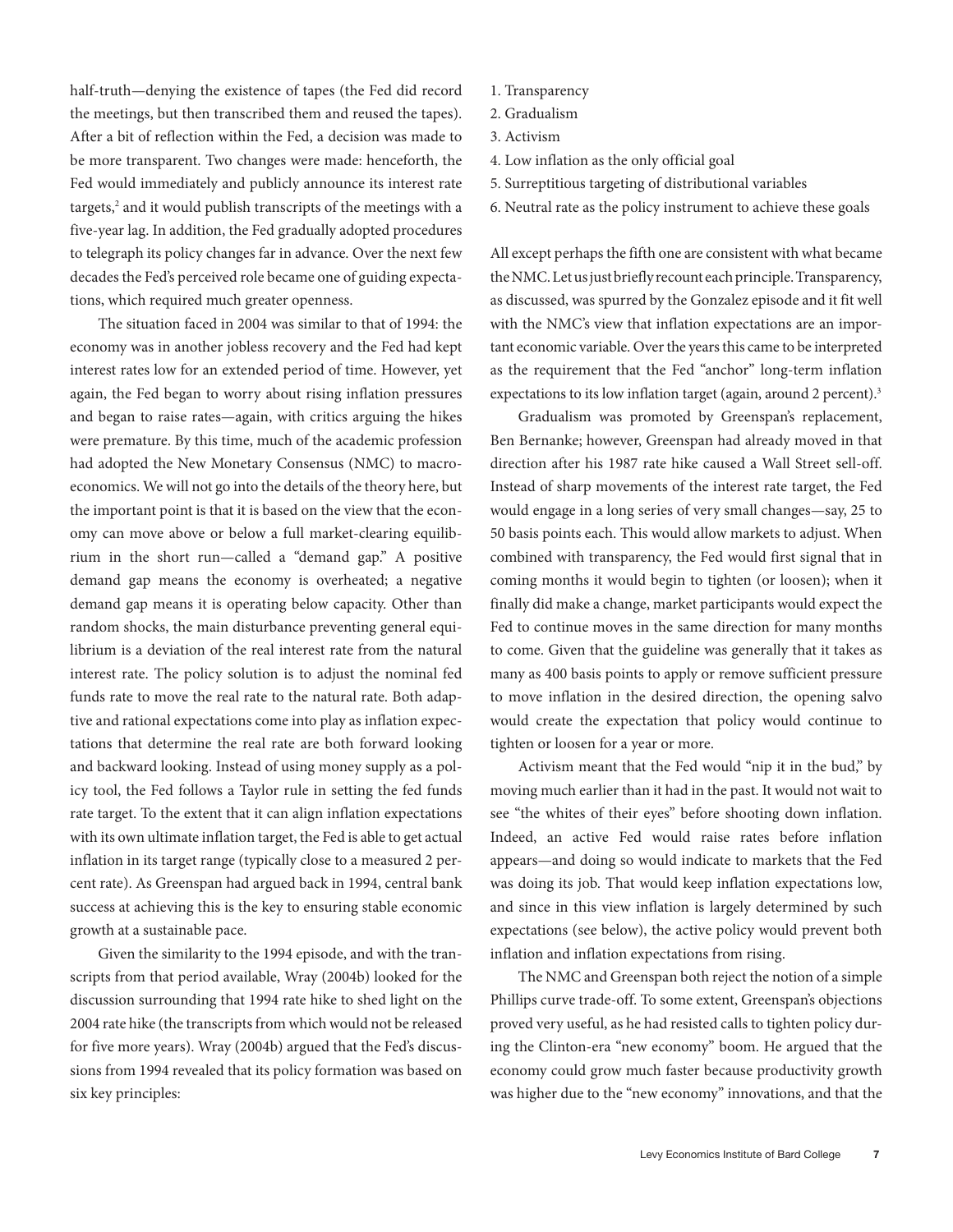half-truth—denying the existence of tapes (the Fed did record the meetings, but then transcribed them and reused the tapes). After a bit of reflection within the Fed, a decision was made to be more transparent. Two changes were made: henceforth, the Fed would immediately and publicly announce its interest rate targets,[2] and it would publish transcripts of the meetings with a five-year lag. In addition, the Fed gradually adopted procedures to telegraph its policy changes far in advance. Over the next few decades the Fed's perceived role became one of guiding expectations, which required much greater openness.

The situation faced in 2004 was similar to that of 1994: the economy was in another jobless recovery and the Fed had kept interest rates low for an extended period of time. However, yet again, the Fed began to worry about rising inflation pressures and began to raise rates—again, with critics arguing the hikes were premature. By this time, much of the academic profession had adopted the New Monetary Consensus (NMC) to macroeconomics. We will not go into the details of the theory here, but the important point is that it is based on the view that the economy can move above or below a full market-clearing equilibrium in the short run—called a "demand gap." A positive demand gap means the economy is overheated; a negative demand gap means it is operating below capacity. Other than random shocks, the main disturbance preventing general equilibrium is a deviation of the real interest rate from the natural interest rate. The policy solution is to adjust the nominal fed funds rate to move the real rate to the natural rate. Both adaptive and rational expectations come into play as inflation expectations that determine the real rate are both forward looking and backward looking. Instead of using money supply as a policy tool, the Fed follows a Taylor rule in setting the fed funds rate target. To the extent that it can align inflation expectations with its own ultimate inflation target, the Fed is able to get actual inflation in its target range (typically close to a measured 2 percent rate). As Greenspan had argued back in 1994, central bank success at achieving this is the key to ensuring stable economic growth at a sustainable pace.

Given the similarity to the 1994 episode, and with the transcripts from that period available, Wray (2004b) looked for the discussion surrounding that 1994 rate hike to shed light on the 2004 rate hike (the transcripts from which would not be released for five more years). Wray (2004b) argued that the Fed's discussions from 1994 revealed that its policy formation was based on six key principles:

1. Transparency
2. Gradualism
3. Activism
4. Low inflation as the only official goal
5. Surreptitious targeting of distributional variables
6. Neutral rate as the policy instrument to achieve these goals

All except perhaps the fifth one are consistent with what became the NMC. Let us just briefly recount each principle. Transparency, as discussed, was spurred by the Gonzalez episode and it fit well with the NMC's view that inflation expectations are an important economic variable. Over the years this came to be interpreted as the requirement that the Fed "anchor" long-term inflation expectations to its low inflation target (again, around 2 percent).[3]

Gradualism was promoted by Greenspan's replacement, Ben Bernanke; however, Greenspan had already moved in that direction after his 1987 rate hike caused a Wall Street sell-off. Instead of sharp movements of the interest rate target, the Fed would engage in a long series of very small changes—say, 25 to 50 basis points each. This would allow markets to adjust. When combined with transparency, the Fed would first signal that in coming months it would begin to tighten (or loosen); when it finally did make a change, market participants would expect the Fed to continue moves in the same direction for many months to come. Given that the guideline was generally that it takes as many as 400 basis points to apply or remove sufficient pressure to move inflation in the desired direction, the opening salvo would create the expectation that policy would continue to tighten or loosen for a year or more.

Activism meant that the Fed would "nip it in the bud," by moving much earlier than it had in the past. It would not wait to see "the whites of their eyes" before shooting down inflation. Indeed, an active Fed would raise rates before inflation appears—and doing so would indicate to markets that the Fed was doing its job. That would keep inflation expectations low, and since in this view inflation is largely determined by such expectations (see below), the active policy would prevent both inflation and inflation expectations from rising.

The NMC and Greenspan both reject the notion of a simple Phillips curve trade-off. To some extent, Greenspan's objections proved very useful, as he had resisted calls to tighten policy during the Clinton-era "new economy" boom. He argued that the economy could grow much faster because productivity growth was higher due to the "new economy" innovations, and that the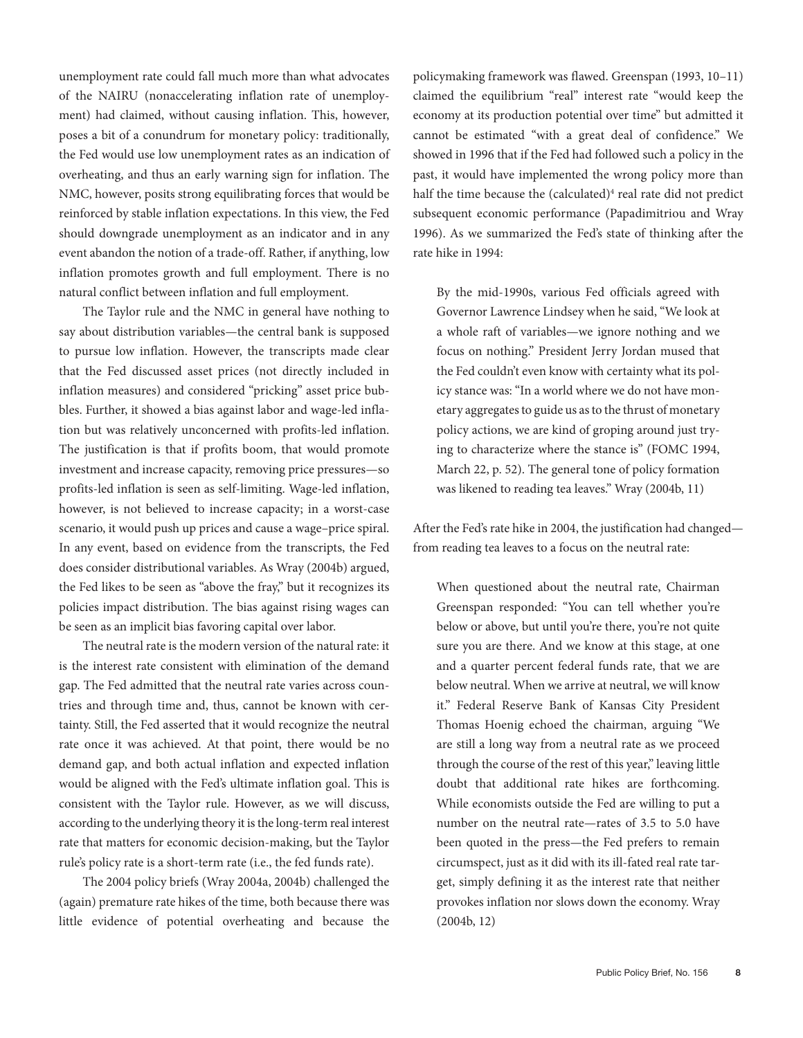unemployment rate could fall much more than what advocates of the NAIRU (nonaccelerating inflation rate of unemployment) had claimed, without causing inflation. This, however, poses a bit of a conundrum for monetary policy: traditionally, the Fed would use low unemployment rates as an indication of overheating, and thus an early warning sign for inflation. The NMC, however, posits strong equilibrating forces that would be reinforced by stable inflation expectations. In this view, the Fed should downgrade unemployment as an indicator and in any event abandon the notion of a trade-off. Rather, if anything, low inflation promotes growth and full employment. There is no natural conflict between inflation and full employment.

The Taylor rule and the NMC in general have nothing to say about distribution variables—the central bank is supposed to pursue low inflation. However, the transcripts made clear that the Fed discussed asset prices (not directly included in inflation measures) and considered "pricking" asset price bubbles. Further, it showed a bias against labor and wage-led inflation but was relatively unconcerned with profits-led inflation. The justification is that if profits boom, that would promote investment and increase capacity, removing price pressures—so profits-led inflation is seen as self-limiting. Wage-led inflation, however, is not believed to increase capacity; in a worst-case scenario, it would push up prices and cause a wage–price spiral. In any event, based on evidence from the transcripts, the Fed does consider distributional variables. As Wray (2004b) argued, the Fed likes to be seen as "above the fray," but it recognizes its policies impact distribution. The bias against rising wages can be seen as an implicit bias favoring capital over labor.

The neutral rate is the modern version of the natural rate: it is the interest rate consistent with elimination of the demand gap. The Fed admitted that the neutral rate varies across countries and through time and, thus, cannot be known with certainty. Still, the Fed asserted that it would recognize the neutral rate once it was achieved. At that point, there would be no demand gap, and both actual inflation and expected inflation would be aligned with the Fed's ultimate inflation goal. This is consistent with the Taylor rule. However, as we will discuss, according to the underlying theory it is the long-term real interest rate that matters for economic decision-making, but the Taylor rule's policy rate is a short-term rate (i.e., the fed funds rate).

The 2004 policy briefs (Wray 2004a, 2004b) challenged the (again) premature rate hikes of the time, both because there was little evidence of potential overheating and because the policymaking framework was flawed. Greenspan (1993, 10–11) claimed the equilibrium "real" interest rate "would keep the economy at its production potential over time" but admitted it cannot be estimated "with a great deal of confidence." We showed in 1996 that if the Fed had followed such a policy in the past, it would have implemented the wrong policy more than half the time because the (calculated)[4] real rate did not predict subsequent economic performance (Papadimitriou and Wray 1996). As we summarized the Fed's state of thinking after the rate hike in 1994:

> By the mid-1990s, various Fed officials agreed with Governor Lawrence Lindsey when he said, "We look at a whole raft of variables—we ignore nothing and we focus on nothing." President Jerry Jordan mused that the Fed couldn't even know with certainty what its policy stance was: "In a world where we do not have monetary aggregates to guide us as to the thrust of monetary policy actions, we are kind of groping around just trying to characterize where the stance is" (FOMC 1994, March 22, p. 52). The general tone of policy formation was likened to reading tea leaves." Wray (2004b, 11)

After the Fed's rate hike in 2004, the justification had changed—from reading tea leaves to a focus on the neutral rate:

> When questioned about the neutral rate, Chairman Greenspan responded: "You can tell whether you're below or above, but until you're there, you're not quite sure you are there. And we know at this stage, at one and a quarter percent federal funds rate, that we are below neutral. When we arrive at neutral, we will know it." Federal Reserve Bank of Kansas City President Thomas Hoenig echoed the chairman, arguing "We are still a long way from a neutral rate as we proceed through the course of the rest of this year," leaving little doubt that additional rate hikes are forthcoming. While economists outside the Fed are willing to put a number on the neutral rate—rates of 3.5 to 5.0 have been quoted in the press—the Fed prefers to remain circumspect, just as it did with its ill-fated real rate target, simply defining it as the interest rate that neither provokes inflation nor slows down the economy. Wray (2004b, 12)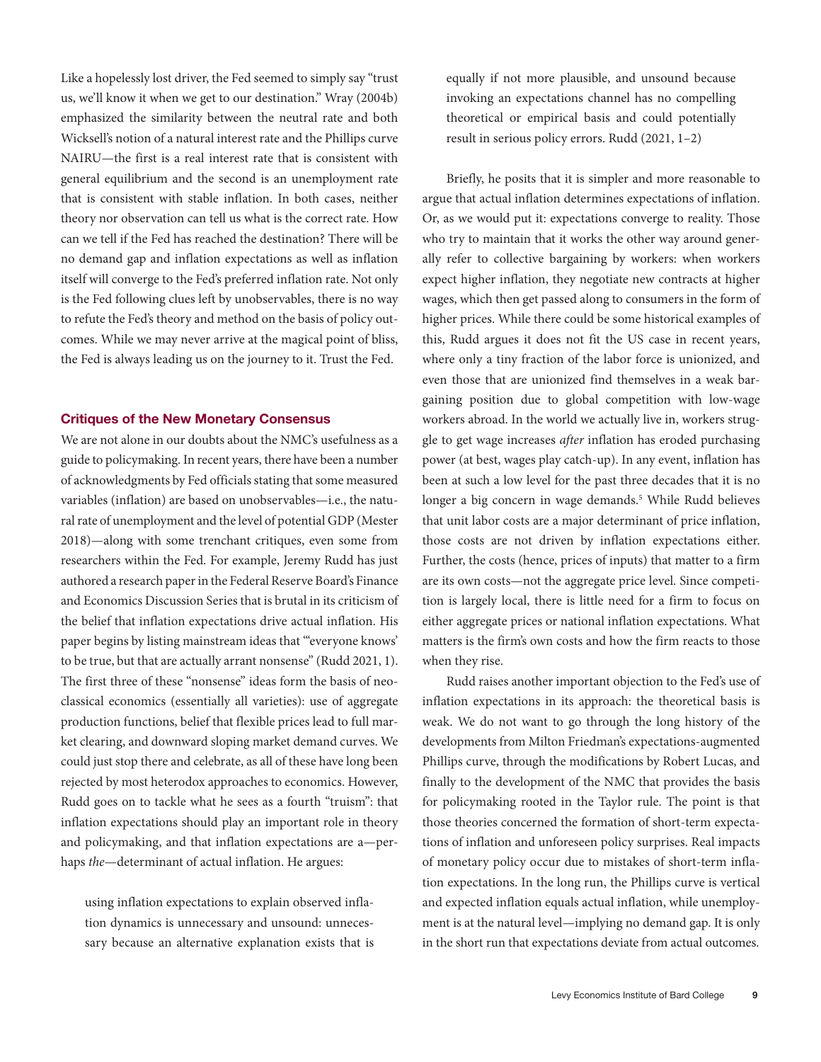Like a hopelessly lost driver, the Fed seemed to simply say "trust us, we'll know it when we get to our destination." Wray (2004b) emphasized the similarity between the neutral rate and both Wicksell's notion of a natural interest rate and the Phillips curve NAIRU—the first is a real interest rate that is consistent with general equilibrium and the second is an unemployment rate that is consistent with stable inflation. In both cases, neither theory nor observation can tell us what is the correct rate. How can we tell if the Fed has reached the destination? There will be no demand gap and inflation expectations as well as inflation itself will converge to the Fed's preferred inflation rate. Not only is the Fed following clues left by unobservables, there is no way to refute the Fed's theory and method on the basis of policy outcomes. While we may never arrive at the magical point of bliss, the Fed is always leading us on the journey to it. Trust the Fed.

## Critiques of the New Monetary Consensus

We are not alone in our doubts about the NMC's usefulness as a guide to policymaking. In recent years, there have been a number of acknowledgments by Fed officials stating that some measured variables (inflation) are based on unobservables—i.e., the natural rate of unemployment and the level of potential GDP (Mester 2018)—along with some trenchant critiques, even some from researchers within the Fed. For example, Jeremy Rudd has just authored a research paper in the Federal Reserve Board's Finance and Economics Discussion Series that is brutal in its criticism of the belief that inflation expectations drive actual inflation. His paper begins by listing mainstream ideas that "'everyone knows' to be true, but that are actually arrant nonsense" (Rudd 2021, 1). The first three of these "nonsense" ideas form the basis of neoclassical economics (essentially all varieties): use of aggregate production functions, belief that flexible prices lead to full market clearing, and downward sloping market demand curves. We could just stop there and celebrate, as all of these have long been rejected by most heterodox approaches to economics. However, Rudd goes on to tackle what he sees as a fourth "truism": that inflation expectations should play an important role in theory and policymaking, and that inflation expectations are a—perhaps *the*—determinant of actual inflation. He argues:

> using inflation expectations to explain observed inflation dynamics is unnecessary and unsound: unnecessary because an alternative explanation exists that is equally if not more plausible, and unsound because invoking an expectations channel has no compelling theoretical or empirical basis and could potentially result in serious policy errors. Rudd (2021, 1–2)

Briefly, he posits that it is simpler and more reasonable to argue that actual inflation determines expectations of inflation. Or, as we would put it: expectations converge to reality. Those who try to maintain that it works the other way around generally refer to collective bargaining by workers: when workers expect higher inflation, they negotiate new contracts at higher wages, which then get passed along to consumers in the form of higher prices. While there could be some historical examples of this, Rudd argues it does not fit the US case in recent years, where only a tiny fraction of the labor force is unionized, and even those that are unionized find themselves in a weak bargaining position due to global competition with low-wage workers abroad. In the world we actually live in, workers struggle to get wage increases *after* inflation has eroded purchasing power (at best, wages play catch-up). In any event, inflation has been at such a low level for the past three decades that it is no longer a big concern in wage demands.[5] While Rudd believes that unit labor costs are a major determinant of price inflation, those costs are not driven by inflation expectations either. Further, the costs (hence, prices of inputs) that matter to a firm are its own costs—not the aggregate price level. Since competition is largely local, there is little need for a firm to focus on either aggregate prices or national inflation expectations. What matters is the firm's own costs and how the firm reacts to those when they rise.

Rudd raises another important objection to the Fed's use of inflation expectations in its approach: the theoretical basis is weak. We do not want to go through the long history of the developments from Milton Friedman's expectations-augmented Phillips curve, through the modifications by Robert Lucas, and finally to the development of the NMC that provides the basis for policymaking rooted in the Taylor rule. The point is that those theories concerned the formation of short-term expectations of inflation and unforeseen policy surprises. Real impacts of monetary policy occur due to mistakes of short-term inflation expectations. In the long run, the Phillips curve is vertical and expected inflation equals actual inflation, while unemployment is at the natural level—implying no demand gap. It is only in the short run that expectations deviate from actual outcomes.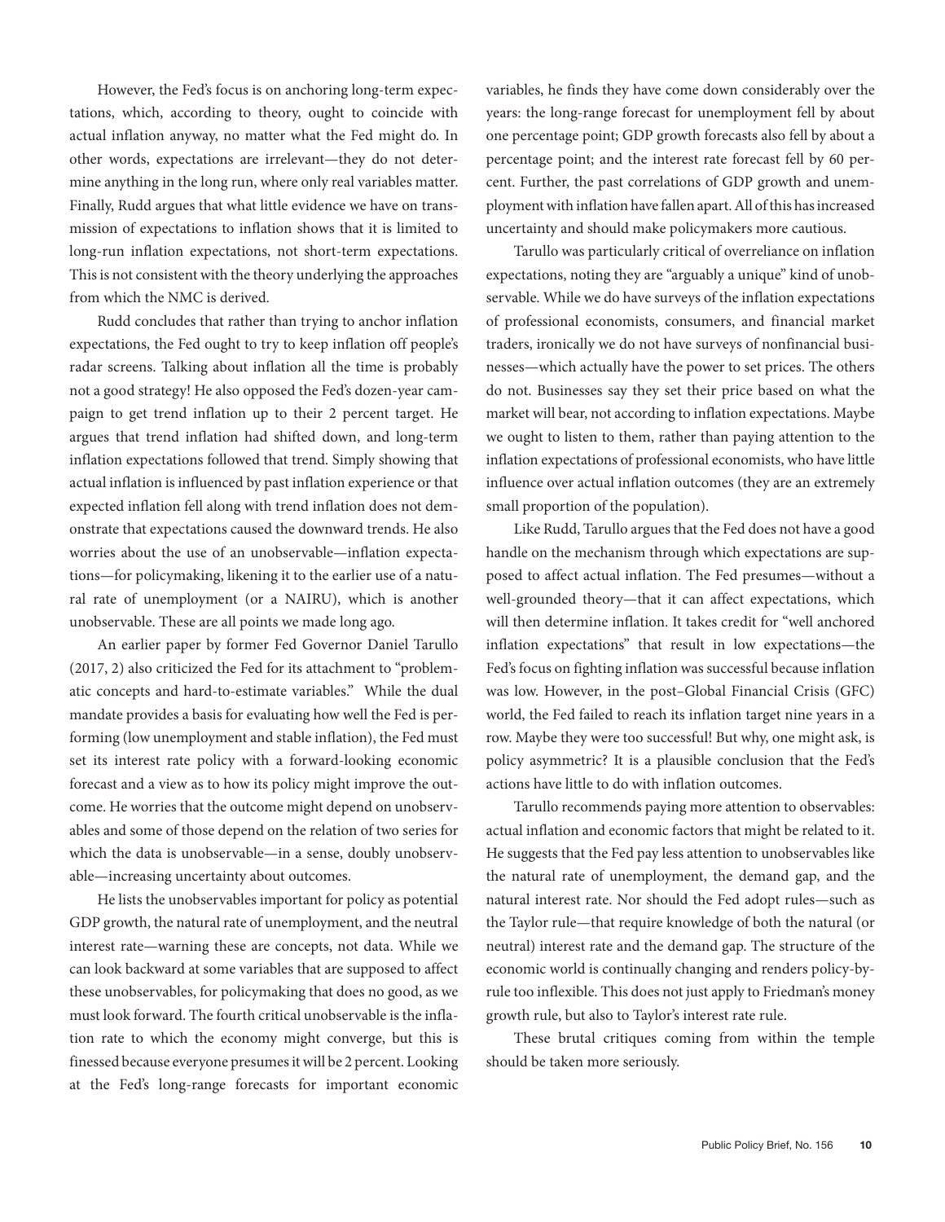However, the Fed's focus is on anchoring long-term expectations, which, according to theory, ought to coincide with actual inflation anyway, no matter what the Fed might do. In other words, expectations are irrelevant—they do not determine anything in the long run, where only real variables matter. Finally, Rudd argues that what little evidence we have on transmission of expectations to inflation shows that it is limited to long-run inflation expectations, not short-term expectations. This is not consistent with the theory underlying the approaches from which the NMC is derived.

Rudd concludes that rather than trying to anchor inflation expectations, the Fed ought to try to keep inflation off people's radar screens. Talking about inflation all the time is probably not a good strategy! He also opposed the Fed's dozen-year campaign to get trend inflation up to their 2 percent target. He argues that trend inflation had shifted down, and long-term inflation expectations followed that trend. Simply showing that actual inflation is influenced by past inflation experience or that expected inflation fell along with trend inflation does not demonstrate that expectations caused the downward trends. He also worries about the use of an unobservable—inflation expectations—for policymaking, likening it to the earlier use of a natural rate of unemployment (or a NAIRU), which is another unobservable. These are all points we made long ago.

An earlier paper by former Fed Governor Daniel Tarullo (2017, 2) also criticized the Fed for its attachment to "problematic concepts and hard-to-estimate variables." While the dual mandate provides a basis for evaluating how well the Fed is performing (low unemployment and stable inflation), the Fed must set its interest rate policy with a forward-looking economic forecast and a view as to how its policy might improve the outcome. He worries that the outcome might depend on unobservables and some of those depend on the relation of two series for which the data is unobservable—in a sense, doubly unobservable—increasing uncertainty about outcomes.

He lists the unobservables important for policy as potential GDP growth, the natural rate of unemployment, and the neutral interest rate—warning these are concepts, not data. While we can look backward at some variables that are supposed to affect these unobservables, for policymaking that does no good, as we must look forward. The fourth critical unobservable is the inflation rate to which the economy might converge, but this is finessed because everyone presumes it will be 2 percent. Looking at the Fed's long-range forecasts for important economic variables, he finds they have come down considerably over the years: the long-range forecast for unemployment fell by about one percentage point; GDP growth forecasts also fell by about a percentage point; and the interest rate forecast fell by 60 percent. Further, the past correlations of GDP growth and unemployment with inflation have fallen apart. All of this has increased uncertainty and should make policymakers more cautious.

Tarullo was particularly critical of overreliance on inflation expectations, noting they are "arguably a unique" kind of unobservable. While we do have surveys of the inflation expectations of professional economists, consumers, and financial market traders, ironically we do not have surveys of nonfinancial businesses—which actually have the power to set prices. The others do not. Businesses say they set their price based on what the market will bear, not according to inflation expectations. Maybe we ought to listen to them, rather than paying attention to the inflation expectations of professional economists, who have little influence over actual inflation outcomes (they are an extremely small proportion of the population).

Like Rudd, Tarullo argues that the Fed does not have a good handle on the mechanism through which expectations are supposed to affect actual inflation. The Fed presumes—without a well-grounded theory—that it can affect expectations, which will then determine inflation. It takes credit for "well anchored inflation expectations" that result in low expectations—the Fed's focus on fighting inflation was successful because inflation was low. However, in the post–Global Financial Crisis (GFC) world, the Fed failed to reach its inflation target nine years in a row. Maybe they were too successful! But why, one might ask, is policy asymmetric? It is a plausible conclusion that the Fed's actions have little to do with inflation outcomes.

Tarullo recommends paying more attention to observables: actual inflation and economic factors that might be related to it. He suggests that the Fed pay less attention to unobservables like the natural rate of unemployment, the demand gap, and the natural interest rate. Nor should the Fed adopt rules—such as the Taylor rule—that require knowledge of both the natural (or neutral) interest rate and the demand gap. The structure of the economic world is continually changing and renders policy-by-rule too inflexible. This does not just apply to Friedman's money growth rule, but also to Taylor's interest rate rule.

These brutal critiques coming from within the temple should be taken more seriously.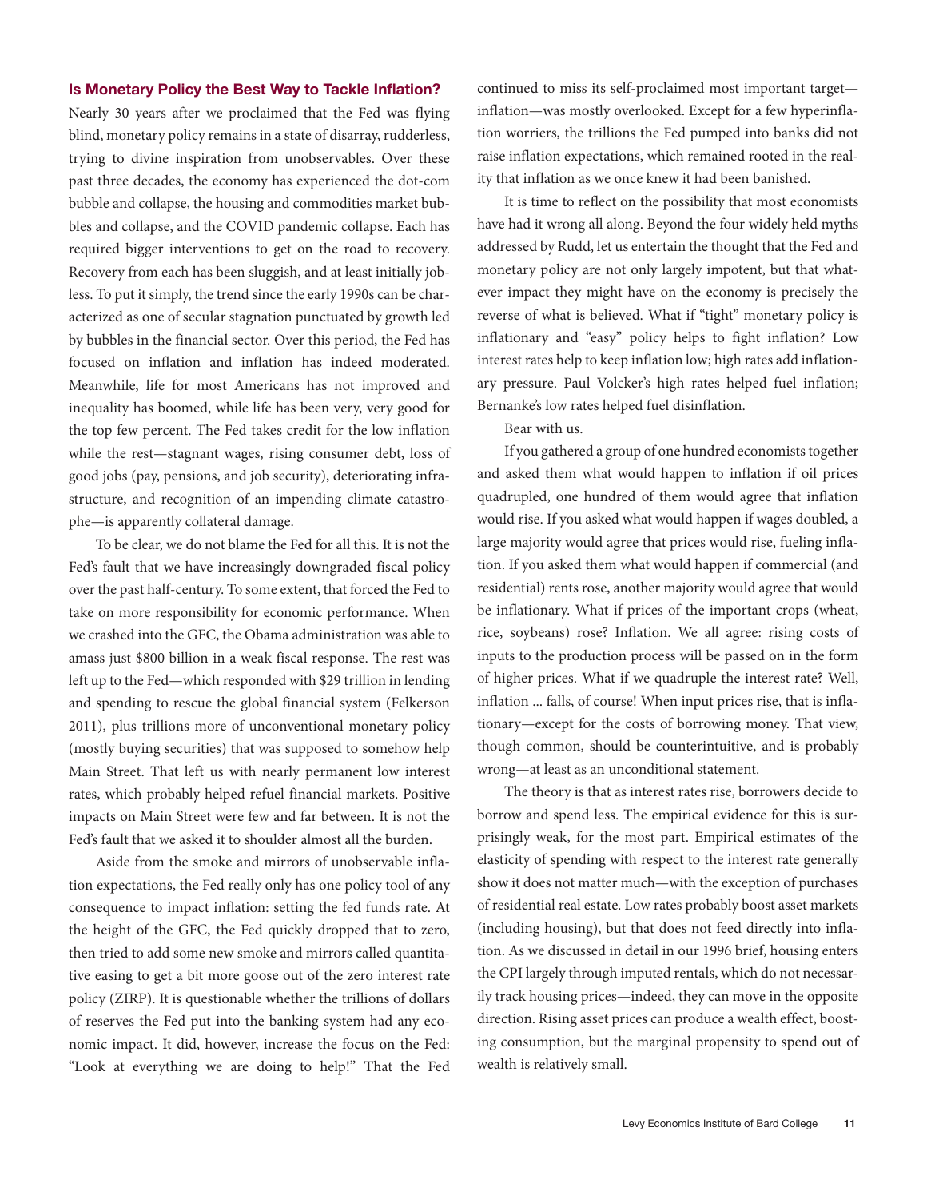## Is Monetary Policy the Best Way to Tackle Inflation?

Nearly 30 years after we proclaimed that the Fed was flying blind, monetary policy remains in a state of disarray, rudderless, trying to divine inspiration from unobservables. Over these past three decades, the economy has experienced the dot-com bubble and collapse, the housing and commodities market bubbles and collapse, and the COVID pandemic collapse. Each has required bigger interventions to get on the road to recovery. Recovery from each has been sluggish, and at least initially jobless. To put it simply, the trend since the early 1990s can be characterized as one of secular stagnation punctuated by growth led by bubbles in the financial sector. Over this period, the Fed has focused on inflation and inflation has indeed moderated. Meanwhile, life for most Americans has not improved and inequality has boomed, while life has been very, very good for the top few percent. The Fed takes credit for the low inflation while the rest—stagnant wages, rising consumer debt, loss of good jobs (pay, pensions, and job security), deteriorating infrastructure, and recognition of an impending climate catastrophe—is apparently collateral damage.

To be clear, we do not blame the Fed for all this. It is not the Fed's fault that we have increasingly downgraded fiscal policy over the past half-century. To some extent, that forced the Fed to take on more responsibility for economic performance. When we crashed into the GFC, the Obama administration was able to amass just $800 billion in a weak fiscal response. The rest was left up to the Fed—which responded with $29 trillion in lending and spending to rescue the global financial system (Felkerson 2011), plus trillions more of unconventional monetary policy (mostly buying securities) that was supposed to somehow help Main Street. That left us with nearly permanent low interest rates, which probably helped refuel financial markets. Positive impacts on Main Street were few and far between. It is not the Fed's fault that we asked it to shoulder almost all the burden.

Aside from the smoke and mirrors of unobservable inflation expectations, the Fed really only has one policy tool of any consequence to impact inflation: setting the fed funds rate. At the height of the GFC, the Fed quickly dropped that to zero, then tried to add some new smoke and mirrors called quantitative easing to get a bit more goose out of the zero interest rate policy (ZIRP). It is questionable whether the trillions of dollars of reserves the Fed put into the banking system had any economic impact. It did, however, increase the focus on the Fed: "Look at everything we are doing to help!" That the Fed continued to miss its self-proclaimed most important target—inflation—was mostly overlooked. Except for a few hyperinflation worriers, the trillions the Fed pumped into banks did not raise inflation expectations, which remained rooted in the reality that inflation as we once knew it had been banished.

It is time to reflect on the possibility that most economists have had it wrong all along. Beyond the four widely held myths addressed by Rudd, let us entertain the thought that the Fed and monetary policy are not only largely impotent, but that whatever impact they might have on the economy is precisely the reverse of what is believed. What if "tight" monetary policy is inflationary and "easy" policy helps to fight inflation? Low interest rates help to keep inflation low; high rates add inflationary pressure. Paul Volcker's high rates helped fuel inflation; Bernanke's low rates helped fuel disinflation.

Bear with us.

If you gathered a group of one hundred economists together and asked them what would happen to inflation if oil prices quadrupled, one hundred of them would agree that inflation would rise. If you asked what would happen if wages doubled, a large majority would agree that prices would rise, fueling inflation. If you asked them what would happen if commercial (and residential) rents rose, another majority would agree that would be inflationary. What if prices of the important crops (wheat, rice, soybeans) rose? Inflation. We all agree: rising costs of inputs to the production process will be passed on in the form of higher prices. What if we quadruple the interest rate? Well, inflation ... falls, of course! When input prices rise, that is inflationary—except for the costs of borrowing money. That view, though common, should be counterintuitive, and is probably wrong—at least as an unconditional statement.

The theory is that as interest rates rise, borrowers decide to borrow and spend less. The empirical evidence for this is surprisingly weak, for the most part. Empirical estimates of the elasticity of spending with respect to the interest rate generally show it does not matter much—with the exception of purchases of residential real estate. Low rates probably boost asset markets (including housing), but that does not feed directly into inflation. As we discussed in detail in our 1996 brief, housing enters the CPI largely through imputed rentals, which do not necessarily track housing prices—indeed, they can move in the opposite direction. Rising asset prices can produce a wealth effect, boosting consumption, but the marginal propensity to spend out of wealth is relatively small.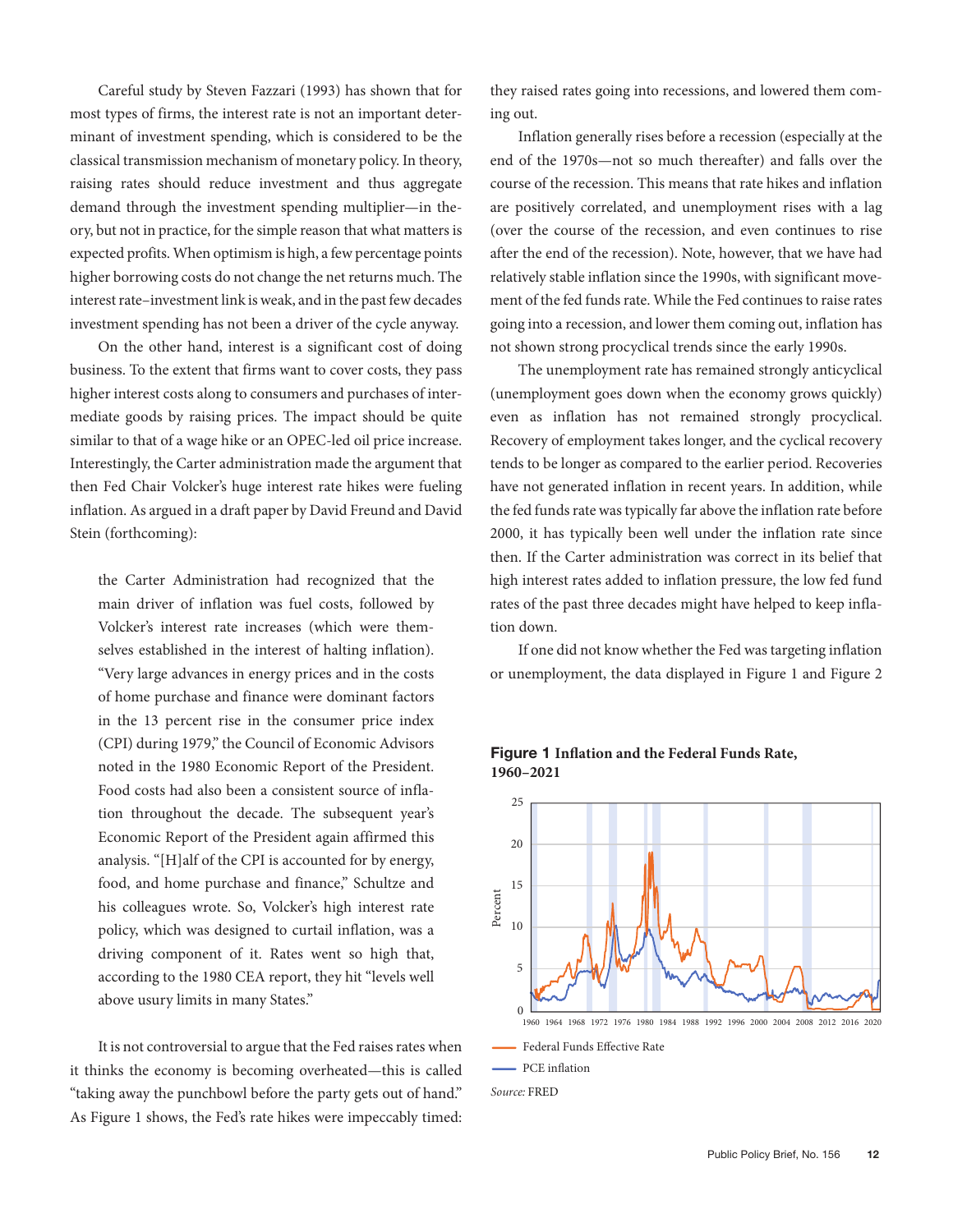Careful study by Steven Fazzari (1993) has shown that for most types of firms, the interest rate is not an important determinant of investment spending, which is considered to be the classical transmission mechanism of monetary policy. In theory, raising rates should reduce investment and thus aggregate demand through the investment spending multiplier—in theory, but not in practice, for the simple reason that what matters is expected profits. When optimism is high, a few percentage points higher borrowing costs do not change the net returns much. The interest rate–investment link is weak, and in the past few decades investment spending has not been a driver of the cycle anyway.

On the other hand, interest is a significant cost of doing business. To the extent that firms want to cover costs, they pass higher interest costs along to consumers and purchases of intermediate goods by raising prices. The impact should be quite similar to that of a wage hike or an OPEC-led oil price increase. Interestingly, the Carter administration made the argument that then Fed Chair Volcker's huge interest rate hikes were fueling inflation. As argued in a draft paper by David Freund and David Stein (forthcoming):

> the Carter Administration had recognized that the main driver of inflation was fuel costs, followed by Volcker's interest rate increases (which were themselves established in the interest of halting inflation). "Very large advances in energy prices and in the costs of home purchase and finance were dominant factors in the 13 percent rise in the consumer price index (CPI) during 1979," the Council of Economic Advisors noted in the 1980 Economic Report of the President. Food costs had also been a consistent source of inflation throughout the decade. The subsequent year's Economic Report of the President again affirmed this analysis. "[H]alf of the CPI is accounted for by energy, food, and home purchase and finance," Schultze and his colleagues wrote. So, Volcker's high interest rate policy, which was designed to curtail inflation, was a driving component of it. Rates went so high that, according to the 1980 CEA report, they hit "levels well above usury limits in many States."

It is not controversial to argue that the Fed raises rates when it thinks the economy is becoming overheated—this is called "taking away the punchbowl before the party gets out of hand." As Figure 1 shows, the Fed's rate hikes were impeccably timed: they raised rates going into recessions, and lowered them coming out.

Inflation generally rises before a recession (especially at the end of the 1970s—not so much thereafter) and falls over the course of the recession. This means that rate hikes and inflation are positively correlated, and unemployment rises with a lag (over the course of the recession, and even continues to rise after the end of the recession). Note, however, that we have had relatively stable inflation since the 1990s, with significant movement of the fed funds rate. While the Fed continues to raise rates going into a recession, and lower them coming out, inflation has not shown strong procyclical trends since the early 1990s.

The unemployment rate has remained strongly anticyclical (unemployment goes down when the economy grows quickly) even as inflation has not remained strongly procyclical. Recovery of employment takes longer, and the cyclical recovery tends to be longer as compared to the earlier period. Recoveries have not generated inflation in recent years. In addition, while the fed funds rate was typically far above the inflation rate before 2000, it has typically been well under the inflation rate since then. If the Carter administration was correct in its belief that high interest rates added to inflation pressure, the low fed fund rates of the past three decades might have helped to keep inflation down.

If one did not know whether the Fed was targeting inflation or unemployment, the data displayed in Figure 1 and Figure 2

**Figure 1** **Inflation and the Federal Funds Rate, 1960–2021**

Legend: Federal Funds Effective Rate; PCE inflation

*Source:* FRED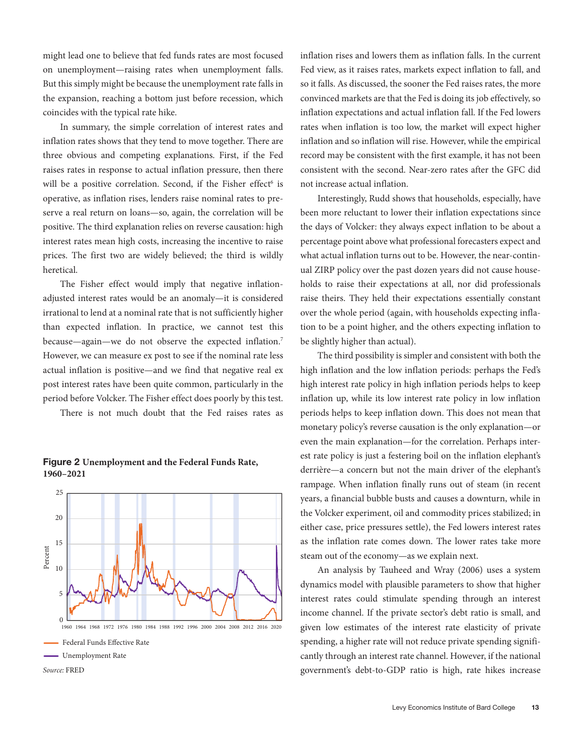might lead one to believe that fed funds rates are most focused on unemployment—raising rates when unemployment falls. But this simply might be because the unemployment rate falls in the expansion, reaching a bottom just before recession, which coincides with the typical rate hike.

In summary, the simple correlation of interest rates and inflation rates shows that they tend to move together. There are three obvious and competing explanations. First, if the Fed raises rates in response to actual inflation pressure, then there will be a positive correlation. Second, if the Fisher effect[6] is operative, as inflation rises, lenders raise nominal rates to preserve a real return on loans—so, again, the correlation will be positive. The third explanation relies on reverse causation: high interest rates mean high costs, increasing the incentive to raise prices. The first two are widely believed; the third is wildly heretical.

The Fisher effect would imply that negative inflation-adjusted interest rates would be an anomaly—it is considered irrational to lend at a nominal rate that is not sufficiently higher than expected inflation. In practice, we cannot test this because—again—we do not observe the expected inflation.[7] However, we can measure ex post to see if the nominal rate less actual inflation is positive—and we find that negative real ex post interest rates have been quite common, particularly in the period before Volcker. The Fisher effect does poorly by this test.

There is not much doubt that the Fed raises rates as inflation rises and lowers them as inflation falls. In the current Fed view, as it raises rates, markets expect inflation to fall, and so it falls. As discussed, the sooner the Fed raises rates, the more convinced markets are that the Fed is doing its job effectively, so inflation expectations and actual inflation fall. If the Fed lowers rates when inflation is too low, the market will expect higher inflation and so inflation will rise. However, while the empirical record may be consistent with the first example, it has not been consistent with the second. Near-zero rates after the GFC did not increase actual inflation.

Interestingly, Rudd shows that households, especially, have been more reluctant to lower their inflation expectations since the days of Volcker: they always expect inflation to be about a percentage point above what professional forecasters expect and what actual inflation turns out to be. However, the near-continual ZIRP policy over the past dozen years did not cause households to raise their expectations at all, nor did professionals raise theirs. They held their expectations essentially constant over the whole period (again, with households expecting inflation to be a point higher, and the others expecting inflation to be slightly higher than actual).

The third possibility is simpler and consistent with both the high inflation and the low inflation periods: perhaps the Fed's high interest rate policy in high inflation periods helps to keep inflation up, while its low interest rate policy in low inflation periods helps to keep inflation down. This does not mean that monetary policy's reverse causation is the only explanation—or even the main explanation—for the correlation. Perhaps interest rate policy is just a festering boil on the inflation elephant's derrière—a concern but not the main driver of the elephant's rampage. When inflation finally runs out of steam (in recent years, a financial bubble busts and causes a downturn, while in the Volcker experiment, oil and commodity prices stabilized; in either case, price pressures settle), the Fed lowers interest rates as the inflation rate comes down. The lower rates take more steam out of the economy—as we explain next.

An analysis by Tauheed and Wray (2006) uses a system dynamics model with plausible parameters to show that higher interest rates could stimulate spending through an interest income channel. If the private sector's debt ratio is small, and given low estimates of the interest rate elasticity of private spending, a higher rate will not reduce private spending significantly through an interest rate channel. However, if the national government's debt-to-GDP ratio is high, rate hikes increase

**Figure 2** Unemployment and the Federal Funds Rate, 1960–2021

Federal Funds Effective Rate
Unemployment Rate

*Source:* FRED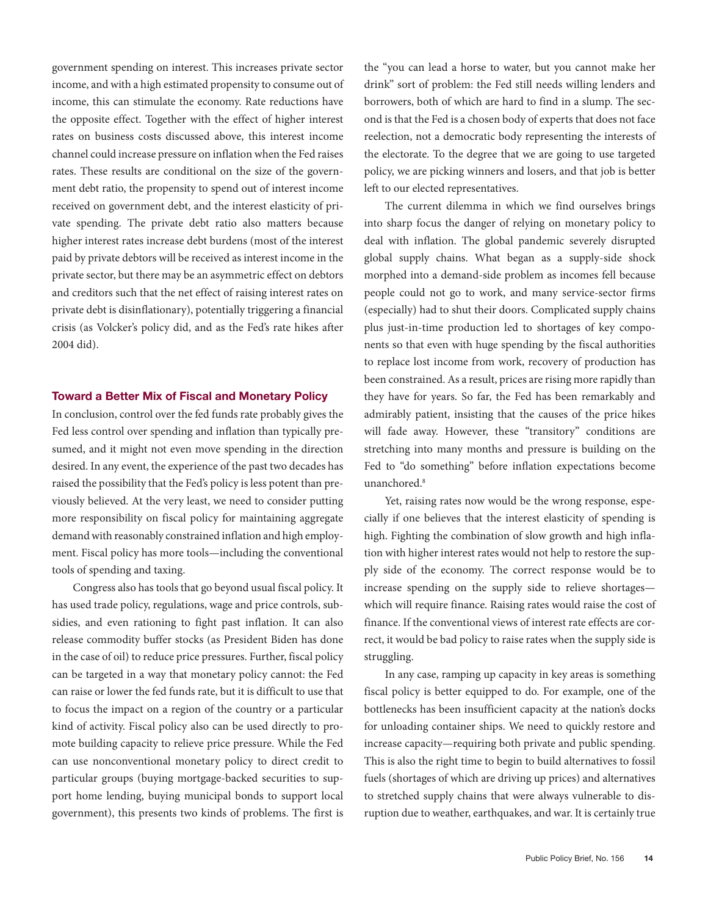government spending on interest. This increases private sector income, and with a high estimated propensity to consume out of income, this can stimulate the economy. Rate reductions have the opposite effect. Together with the effect of higher interest rates on business costs discussed above, this interest income channel could increase pressure on inflation when the Fed raises rates. These results are conditional on the size of the government debt ratio, the propensity to spend out of interest income received on government debt, and the interest elasticity of private spending. The private debt ratio also matters because higher interest rates increase debt burdens (most of the interest paid by private debtors will be received as interest income in the private sector, but there may be an asymmetric effect on debtors and creditors such that the net effect of raising interest rates on private debt is disinflationary), potentially triggering a financial crisis (as Volcker's policy did, and as the Fed's rate hikes after 2004 did).

## Toward a Better Mix of Fiscal and Monetary Policy

In conclusion, control over the fed funds rate probably gives the Fed less control over spending and inflation than typically presumed, and it might not even move spending in the direction desired. In any event, the experience of the past two decades has raised the possibility that the Fed's policy is less potent than previously believed. At the very least, we need to consider putting more responsibility on fiscal policy for maintaining aggregate demand with reasonably constrained inflation and high employment. Fiscal policy has more tools—including the conventional tools of spending and taxing.

Congress also has tools that go beyond usual fiscal policy. It has used trade policy, regulations, wage and price controls, subsidies, and even rationing to fight past inflation. It can also release commodity buffer stocks (as President Biden has done in the case of oil) to reduce price pressures. Further, fiscal policy can be targeted in a way that monetary policy cannot: the Fed can raise or lower the fed funds rate, but it is difficult to use that to focus the impact on a region of the country or a particular kind of activity. Fiscal policy also can be used directly to promote building capacity to relieve price pressure. While the Fed can use nonconventional monetary policy to direct credit to particular groups (buying mortgage-backed securities to support home lending, buying municipal bonds to support local government), this presents two kinds of problems. The first is the "you can lead a horse to water, but you cannot make her drink" sort of problem: the Fed still needs willing lenders and borrowers, both of which are hard to find in a slump. The second is that the Fed is a chosen body of experts that does not face reelection, not a democratic body representing the interests of the electorate. To the degree that we are going to use targeted policy, we are picking winners and losers, and that job is better left to our elected representatives.

The current dilemma in which we find ourselves brings into sharp focus the danger of relying on monetary policy to deal with inflation. The global pandemic severely disrupted global supply chains. What began as a supply-side shock morphed into a demand-side problem as incomes fell because people could not go to work, and many service-sector firms (especially) had to shut their doors. Complicated supply chains plus just-in-time production led to shortages of key components so that even with huge spending by the fiscal authorities to replace lost income from work, recovery of production has been constrained. As a result, prices are rising more rapidly than they have for years. So far, the Fed has been remarkably and admirably patient, insisting that the causes of the price hikes will fade away. However, these "transitory" conditions are stretching into many months and pressure is building on the Fed to "do something" before inflation expectations become unanchored.[8]

Yet, raising rates now would be the wrong response, especially if one believes that the interest elasticity of spending is high. Fighting the combination of slow growth and high inflation with higher interest rates would not help to restore the supply side of the economy. The correct response would be to increase spending on the supply side to relieve shortages—which will require finance. Raising rates would raise the cost of finance. If the conventional views of interest rate effects are correct, it would be bad policy to raise rates when the supply side is struggling.

In any case, ramping up capacity in key areas is something fiscal policy is better equipped to do. For example, one of the bottlenecks has been insufficient capacity at the nation's docks for unloading container ships. We need to quickly restore and increase capacity—requiring both private and public spending. This is also the right time to begin to build alternatives to fossil fuels (shortages of which are driving up prices) and alternatives to stretched supply chains that were always vulnerable to disruption due to weather, earthquakes, and war. It is certainly true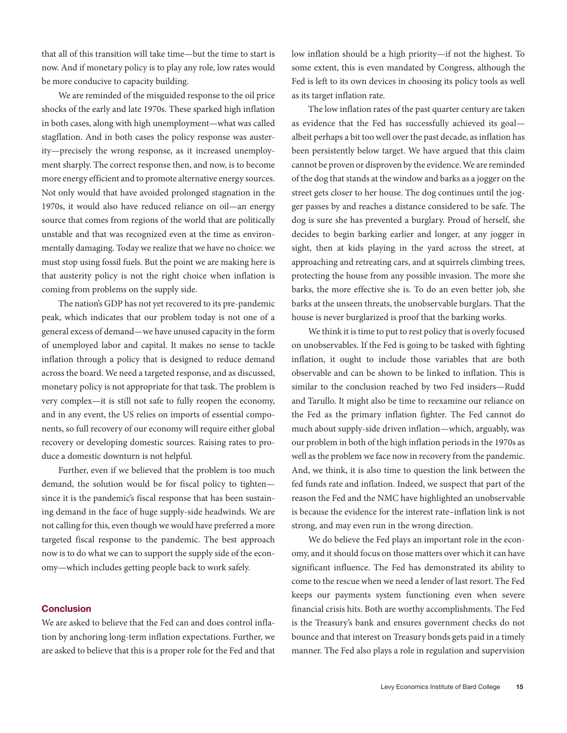that all of this transition will take time—but the time to start is now. And if monetary policy is to play any role, low rates would be more conducive to capacity building.

We are reminded of the misguided response to the oil price shocks of the early and late 1970s. These sparked high inflation in both cases, along with high unemployment—what was called stagflation. And in both cases the policy response was austerity—precisely the wrong response, as it increased unemployment sharply. The correct response then, and now, is to become more energy efficient and to promote alternative energy sources. Not only would that have avoided prolonged stagnation in the 1970s, it would also have reduced reliance on oil—an energy source that comes from regions of the world that are politically unstable and that was recognized even at the time as environmentally damaging. Today we realize that we have no choice: we must stop using fossil fuels. But the point we are making here is that austerity policy is not the right choice when inflation is coming from problems on the supply side.

The nation's GDP has not yet recovered to its pre-pandemic peak, which indicates that our problem today is not one of a general excess of demand—we have unused capacity in the form of unemployed labor and capital. It makes no sense to tackle inflation through a policy that is designed to reduce demand across the board. We need a targeted response, and as discussed, monetary policy is not appropriate for that task. The problem is very complex—it is still not safe to fully reopen the economy, and in any event, the US relies on imports of essential components, so full recovery of our economy will require either global recovery or developing domestic sources. Raising rates to produce a domestic downturn is not helpful.

Further, even if we believed that the problem is too much demand, the solution would be for fiscal policy to tighten—since it is the pandemic's fiscal response that has been sustaining demand in the face of huge supply-side headwinds. We are not calling for this, even though we would have preferred a more targeted fiscal response to the pandemic. The best approach now is to do what we can to support the supply side of the economy—which includes getting people back to work safely.

## Conclusion

We are asked to believe that the Fed can and does control inflation by anchoring long-term inflation expectations. Further, we are asked to believe that this is a proper role for the Fed and that low inflation should be a high priority—if not the highest. To some extent, this is even mandated by Congress, although the Fed is left to its own devices in choosing its policy tools as well as its target inflation rate.

The low inflation rates of the past quarter century are taken as evidence that the Fed has successfully achieved its goal—albeit perhaps a bit too well over the past decade, as inflation has been persistently below target. We have argued that this claim cannot be proven or disproven by the evidence. We are reminded of the dog that stands at the window and barks as a jogger on the street gets closer to her house. The dog continues until the jogger passes by and reaches a distance considered to be safe. The dog is sure she has prevented a burglary. Proud of herself, she decides to begin barking earlier and longer, at any jogger in sight, then at kids playing in the yard across the street, at approaching and retreating cars, and at squirrels climbing trees, protecting the house from any possible invasion. The more she barks, the more effective she is. To do an even better job, she barks at the unseen threats, the unobservable burglars. That the house is never burglarized is proof that the barking works.

We think it is time to put to rest policy that is overly focused on unobservables. If the Fed is going to be tasked with fighting inflation, it ought to include those variables that are both observable and can be shown to be linked to inflation. This is similar to the conclusion reached by two Fed insiders—Rudd and Tarullo. It might also be time to reexamine our reliance on the Fed as the primary inflation fighter. The Fed cannot do much about supply-side driven inflation—which, arguably, was our problem in both of the high inflation periods in the 1970s as well as the problem we face now in recovery from the pandemic. And, we think, it is also time to question the link between the fed funds rate and inflation. Indeed, we suspect that part of the reason the Fed and the NMC have highlighted an unobservable is because the evidence for the interest rate–inflation link is not strong, and may even run in the wrong direction.

We do believe the Fed plays an important role in the economy, and it should focus on those matters over which it can have significant influence. The Fed has demonstrated its ability to come to the rescue when we need a lender of last resort. The Fed keeps our payments system functioning even when severe financial crisis hits. Both are worthy accomplishments. The Fed is the Treasury's bank and ensures government checks do not bounce and that interest on Treasury bonds gets paid in a timely manner. The Fed also plays a role in regulation and supervision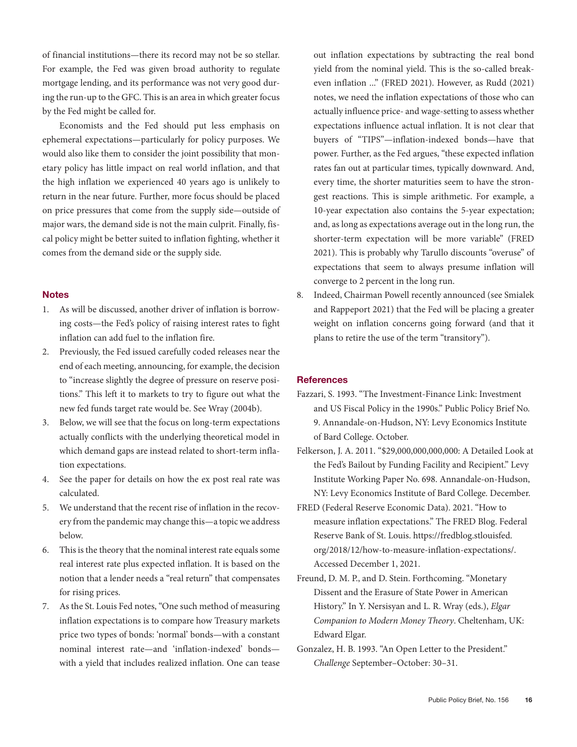of financial institutions—there its record may not be so stellar. For example, the Fed was given broad authority to regulate mortgage lending, and its performance was not very good during the run-up to the GFC. This is an area in which greater focus by the Fed might be called for.

Economists and the Fed should put less emphasis on ephemeral expectations—particularly for policy purposes. We would also like them to consider the joint possibility that monetary policy has little impact on real world inflation, and that the high inflation we experienced 40 years ago is unlikely to return in the near future. Further, more focus should be placed on price pressures that come from the supply side—outside of major wars, the demand side is not the main culprit. Finally, fiscal policy might be better suited to inflation fighting, whether it comes from the demand side or the supply side.

## Notes

1. As will be discussed, another driver of inflation is borrowing costs—the Fed's policy of raising interest rates to fight inflation can add fuel to the inflation fire.
2. Previously, the Fed issued carefully coded releases near the end of each meeting, announcing, for example, the decision to "increase slightly the degree of pressure on reserve positions." This left it to markets to try to figure out what the new fed funds target rate would be. See Wray (2004b).
3. Below, we will see that the focus on long-term expectations actually conflicts with the underlying theoretical model in which demand gaps are instead related to short-term inflation expectations.
4. See the paper for details on how the ex post real rate was calculated.
5. We understand that the recent rise of inflation in the recovery from the pandemic may change this—a topic we address below.
6. This is the theory that the nominal interest rate equals some real interest rate plus expected inflation. It is based on the notion that a lender needs a "real return" that compensates for rising prices.
7. As the St. Louis Fed notes, "One such method of measuring inflation expectations is to compare how Treasury markets price two types of bonds: 'normal' bonds—with a constant nominal interest rate—and 'inflation-indexed' bonds—with a yield that includes realized inflation. One can tease out inflation expectations by subtracting the real bond yield from the nominal yield. This is the so-called break-even inflation ..." (FRED 2021). However, as Rudd (2021) notes, we need the inflation expectations of those who can actually influence price- and wage-setting to assess whether expectations influence actual inflation. It is not clear that buyers of "TIPS"—inflation-indexed bonds—have that power. Further, as the Fed argues, "these expected inflation rates fan out at particular times, typically downward. And, every time, the shorter maturities seem to have the strongest reactions. This is simple arithmetic. For example, a 10-year expectation also contains the 5-year expectation; and, as long as expectations average out in the long run, the shorter-term expectation will be more variable" (FRED 2021). This is probably why Tarullo discounts "overuse" of expectations that seem to always presume inflation will converge to 2 percent in the long run.
8. Indeed, Chairman Powell recently announced (see Smialek and Rappeport 2021) that the Fed will be placing a greater weight on inflation concerns going forward (and that it plans to retire the use of the term "transitory").

## References

Fazzari, S. 1993. "The Investment-Finance Link: Investment and US Fiscal Policy in the 1990s." Public Policy Brief No. 9. Annandale-on-Hudson, NY: Levy Economics Institute of Bard College. October.

Felkerson, J. A. 2011. "$29,000,000,000,000: A Detailed Look at the Fed's Bailout by Funding Facility and Recipient." Levy Institute Working Paper No. 698. Annandale-on-Hudson, NY: Levy Economics Institute of Bard College. December.

FRED (Federal Reserve Economic Data). 2021. "How to measure inflation expectations." The FRED Blog. Federal Reserve Bank of St. Louis. https://fredblog.stlouisfed.org/2018/12/how-to-measure-inflation-expectations/. Accessed December 1, 2021.

Freund, D. M. P., and D. Stein. Forthcoming. "Monetary Dissent and the Erasure of State Power in American History." In Y. Nersisyan and L. R. Wray (eds.), *Elgar Companion to Modern Money Theory*. Cheltenham, UK: Edward Elgar.

Gonzalez, H. B. 1993. "An Open Letter to the President." *Challenge* September–October: 30–31.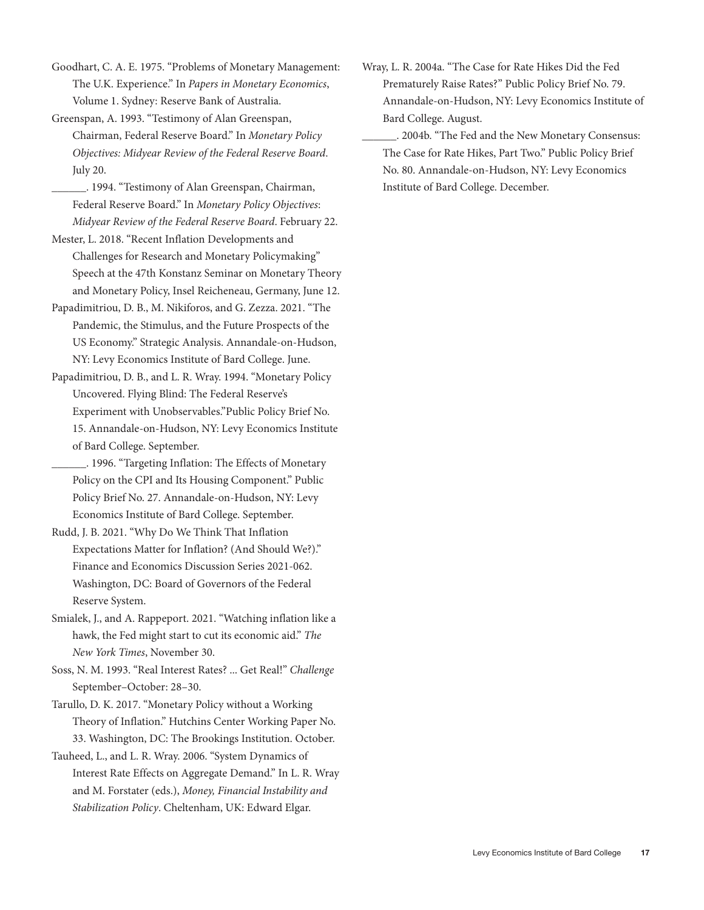Goodhart, C. A. E. 1975. "Problems of Monetary Management: The U.K. Experience." In *Papers in Monetary Economics*, Volume 1. Sydney: Reserve Bank of Australia.

Greenspan, A. 1993. "Testimony of Alan Greenspan, Chairman, Federal Reserve Board." In *Monetary Policy Objectives: Midyear Review of the Federal Reserve Board*. July 20.

______. 1994. "Testimony of Alan Greenspan, Chairman, Federal Reserve Board." In *Monetary Policy Objectives: Midyear Review of the Federal Reserve Board*. February 22.

Mester, L. 2018. "Recent Inflation Developments and Challenges for Research and Monetary Policymaking" Speech at the 47th Konstanz Seminar on Monetary Theory and Monetary Policy, Insel Reicheneau, Germany, June 12.

Papadimitriou, D. B., M. Nikiforos, and G. Zezza. 2021. "The Pandemic, the Stimulus, and the Future Prospects of the US Economy." Strategic Analysis. Annandale-on-Hudson, NY: Levy Economics Institute of Bard College. June.

Papadimitriou, D. B., and L. R. Wray. 1994. "Monetary Policy Uncovered. Flying Blind: The Federal Reserve's Experiment with Unobservables."Public Policy Brief No. 15. Annandale-on-Hudson, NY: Levy Economics Institute of Bard College. September.

______. 1996. "Targeting Inflation: The Effects of Monetary Policy on the CPI and Its Housing Component." Public Policy Brief No. 27. Annandale-on-Hudson, NY: Levy Economics Institute of Bard College. September.

Rudd, J. B. 2021. "Why Do We Think That Inflation Expectations Matter for Inflation? (And Should We?)." Finance and Economics Discussion Series 2021-062. Washington, DC: Board of Governors of the Federal Reserve System.

Smialek, J., and A. Rappeport. 2021. "Watching inflation like a hawk, the Fed might start to cut its economic aid." *The New York Times*, November 30.

Soss, N. M. 1993. "Real Interest Rates? ... Get Real!" *Challenge* September–October: 28–30.

Tarullo, D. K. 2017. "Monetary Policy without a Working Theory of Inflation." Hutchins Center Working Paper No. 33. Washington, DC: The Brookings Institution. October.

Tauheed, L., and L. R. Wray. 2006. "System Dynamics of Interest Rate Effects on Aggregate Demand." In L. R. Wray and M. Forstater (eds.), *Money, Financial Instability and Stabilization Policy*. Cheltenham, UK: Edward Elgar.

Wray, L. R. 2004a. "The Case for Rate Hikes Did the Fed Prematurely Raise Rates?" Public Policy Brief No. 79. Annandale-on-Hudson, NY: Levy Economics Institute of Bard College. August.

______. 2004b. "The Fed and the New Monetary Consensus: The Case for Rate Hikes, Part Two." Public Policy Brief No. 80. Annandale-on-Hudson, NY: Levy Economics Institute of Bard College. December.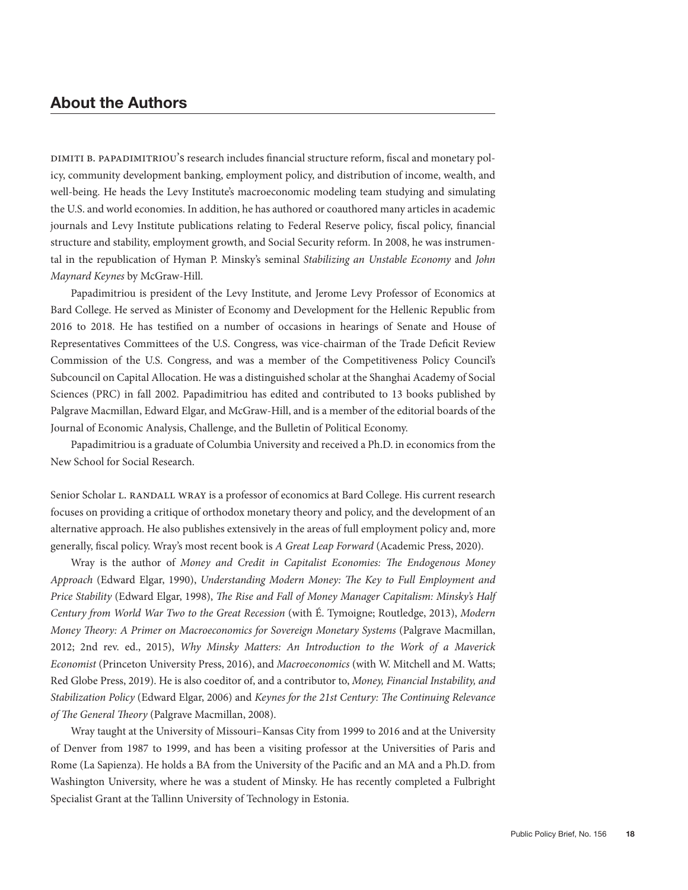## About the Authors

DIMITI B. PAPADIMITRIOU'S research includes financial structure reform, fiscal and monetary policy, community development banking, employment policy, and distribution of income, wealth, and well-being. He heads the Levy Institute's macroeconomic modeling team studying and simulating the U.S. and world economies. In addition, he has authored or coauthored many articles in academic journals and Levy Institute publications relating to Federal Reserve policy, fiscal policy, financial structure and stability, employment growth, and Social Security reform. In 2008, he was instrumental in the republication of Hyman P. Minsky's seminal *Stabilizing an Unstable Economy* and *John Maynard Keynes* by McGraw-Hill.

Papadimitriou is president of the Levy Institute, and Jerome Levy Professor of Economics at Bard College. He served as Minister of Economy and Development for the Hellenic Republic from 2016 to 2018. He has testified on a number of occasions in hearings of Senate and House of Representatives Committees of the U.S. Congress, was vice-chairman of the Trade Deficit Review Commission of the U.S. Congress, and was a member of the Competitiveness Policy Council's Subcouncil on Capital Allocation. He was a distinguished scholar at the Shanghai Academy of Social Sciences (PRC) in fall 2002. Papadimitriou has edited and contributed to 13 books published by Palgrave Macmillan, Edward Elgar, and McGraw-Hill, and is a member of the editorial boards of the Journal of Economic Analysis, Challenge, and the Bulletin of Political Economy.

Papadimitriou is a graduate of Columbia University and received a Ph.D. in economics from the New School for Social Research.

Senior Scholar L. RANDALL WRAY is a professor of economics at Bard College. His current research focuses on providing a critique of orthodox monetary theory and policy, and the development of an alternative approach. He also publishes extensively in the areas of full employment policy and, more generally, fiscal policy. Wray's most recent book is *A Great Leap Forward* (Academic Press, 2020).

Wray is the author of *Money and Credit in Capitalist Economies: The Endogenous Money Approach* (Edward Elgar, 1990), *Understanding Modern Money: The Key to Full Employment and Price Stability* (Edward Elgar, 1998), *The Rise and Fall of Money Manager Capitalism: Minsky's Half Century from World War Two to the Great Recession* (with É. Tymoigne; Routledge, 2013), *Modern Money Theory: A Primer on Macroeconomics for Sovereign Monetary Systems* (Palgrave Macmillan, 2012; 2nd rev. ed., 2015), *Why Minsky Matters: An Introduction to the Work of a Maverick Economist* (Princeton University Press, 2016), and *Macroeconomics* (with W. Mitchell and M. Watts; Red Globe Press, 2019). He is also coeditor of, and a contributor to, *Money, Financial Instability, and Stabilization Policy* (Edward Elgar, 2006) and *Keynes for the 21st Century: The Continuing Relevance of The General Theory* (Palgrave Macmillan, 2008).

Wray taught at the University of Missouri–Kansas City from 1999 to 2016 and at the University of Denver from 1987 to 1999, and has been a visiting professor at the Universities of Paris and Rome (La Sapienza). He holds a BA from the University of the Pacific and an MA and a Ph.D. from Washington University, where he was a student of Minsky. He has recently completed a Fulbright Specialist Grant at the Tallinn University of Technology in Estonia.